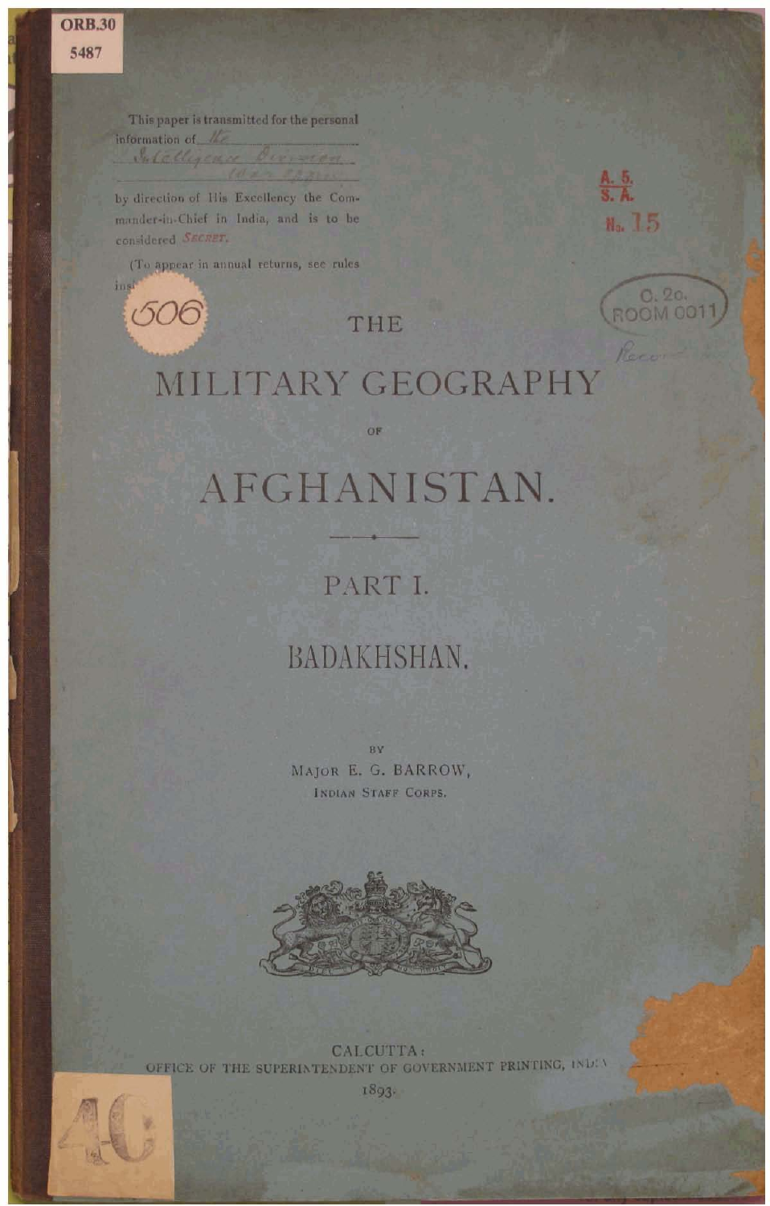This paper is transmitted for the personal information of *the Intelligence Division War Office*

by direction of His Excellency the Commander-in-Chief in India, and is to be considered SECRET.

(To appear in annual returns, see rules inside.)

# THE MILITARY GEOGRAPHY OF AFGHANISTAN.

## PART I.

## BADAKHSHAN.

BY

MAJOR E. G. BARROW,
INDIAN STAFF CORPS.

CALCUTTA:
OFFICE OF THE SUPERINTENDENT OF GOVERNMENT PRINTING, INDIA.
1893.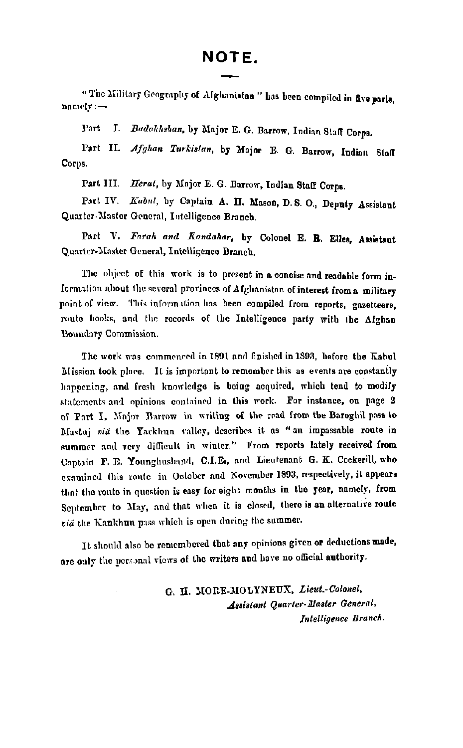# NOTE.

"The Military Geography of Afghanistan" has been compiled in five parts, namely:—

Part I. *Badakhshan*, by Major E. G. Barrow, Indian Staff Corps.

Part II. *Afghan Turkistan*, by Major E. G. Barrow, Indian Staff Corps.

Part III. *Herat*, by Major E. G. Barrow, Indian Staff Corps.

Part IV. *Kabul*, by Captain A. H. Mason, D. S. O., Deputy Assistant Quarter-Master General, Intelligence Branch.

Part V. *Farah and Kandahar*, by Colonel E. R. Elles, Assistant Quarter-Master General, Intelligence Branch.

The object of this work is to present in a concise and readable form information about the several provinces of Afghanistan of interest from a military point of view. This information has been compiled from reports, gazetteers, route books, and the records of the Intelligence party with the Afghan Boundary Commission.

The work was commenced in 1891 and finished in 1893, before the Kabul Mission took place. It is important to remember this as events are constantly happening, and fresh knowledge is being acquired, which tend to modify statements and opinions contained in this work. For instance, on page 2 of Part I, Major Barrow in writing of the road from the Baroghil pass to Mastuj *viâ* the Yarkhun valley, describes it as "an impassable route in summer and very difficult in winter." From reports lately received from Captain F. E. Younghusband, C.I.E., and Lieutenant G. K. Cockerill, who examined this route in October and November 1893, respectively, it appears that the route in question is easy for eight months in the year, namely, from September to May, and that when it is closed, there is an alternative route *viâ* the Kankhun pass which is open during the summer.

It should also be remembered that any opinions given or deductions made, are only the personal views of the writers and have no official authority.

G. H. MORE-MOLYNEUX, *Lieut.-Colonel,*
*Assistant Quarter-Master General,*
*Intelligence Branch.*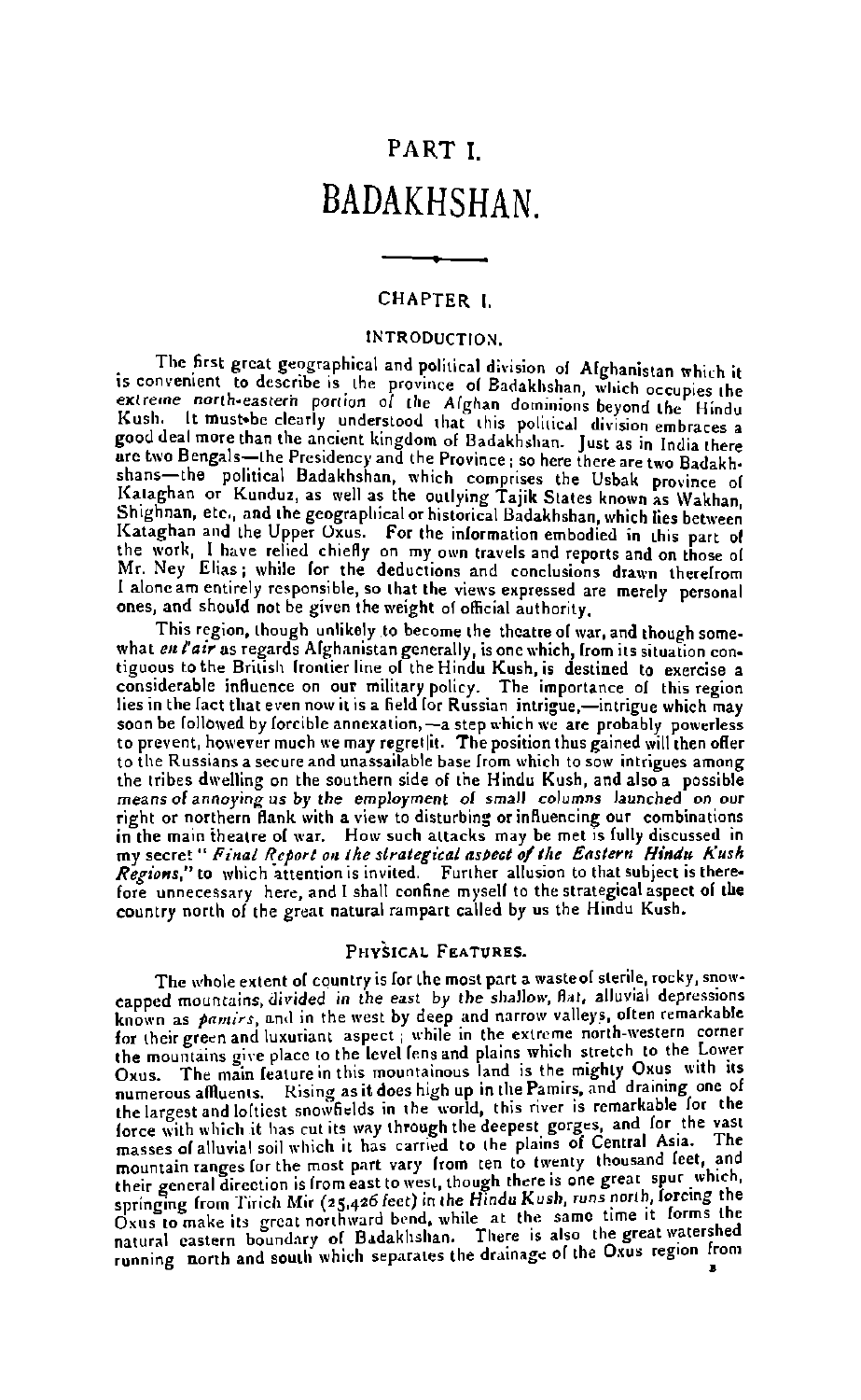# PART I.

# BADAKHSHAN.

## CHAPTER I.

### INTRODUCTION.

The first great geographical and political division of Afghanistan which it is convenient to describe is the province of Badakhshan, which occupies the *extreme north-eastern portion of the Afghan dominions* beyond the Hindu Kush. It must be clearly understood that this political division embraces a good deal more than the ancient kingdom of Badakhshan. Just as in India there are two Bengals—the Presidency and the Province; so here there are two Badakhshans—the political Badakhshan, which comprises the Usbak province of Kataghan or Kunduz, as well as the outlying Tajik States known as Wakhan, Shighnan, etc., and the geographical or historical Badakhshan, which lies between Kataghan and the Upper Oxus. For the information embodied in this part of the work, I have relied chiefly on my own travels and reports and on those of Mr. Ney Elias; while for the deductions and conclusions drawn therefrom I alone am entirely responsible, so that the views expressed are merely personal ones, and should not be given the weight of official authority.

This region, though unlikely to become the theatre of war, and though somewhat *en l'air* as regards Afghanistan generally, is one which, from its situation contiguous to the British frontier line of the Hindu Kush, is destined to exercise a considerable influence on our military policy. The importance of this region lies in the fact that even now it is a field for Russian intrigue,—intrigue which may soon be followed by forcible annexation,—a step which we are probably powerless to prevent, however much we may regret it. The position thus gained will then offer to the Russians a secure and unassailable base from which to sow intrigues among the tribes dwelling on the southern side of the Hindu Kush, and also a possible *means of annoying us by the employment of small columns launched on our* right or northern flank with a view to disturbing or influencing our combinations in the main theatre of war. How such attacks may be met is fully discussed in my secret "*Final Report on the strategical aspect of the Eastern Hindu Kush Regions*," to which attention is invited. Further allusion to that subject is therefore unnecessary here, and I shall confine myself to the strategical aspect of the country north of the great natural rampart called by us the Hindu Kush.

### PHYSICAL FEATURES.

The whole extent of country is for the most part a waste of sterile, rocky, snow-capped mountains, *divided in the east by the shallow, flat, alluvial depressions* known as *pamirs*, and in the west by deep and narrow valleys, often remarkable for their green and luxuriant aspect; while in the extreme north-western corner the mountains give place to the level fens and plains which stretch to the Lower Oxus. The main feature in this mountainous land is the mighty Oxus with its numerous affluents. Rising as it does high up in the Pamirs, and draining one of the largest and loftiest snowfields in the world, this river is remarkable for the force with which it has cut its way through the deepest gorges, and for the vast masses of alluvial soil which it has carried to the plains of Central Asia. The mountain ranges for the most part vary from ten to twenty thousand feet, and their general direction is from east to west, though there is one great spur which, springing from Tirich Mir (*25,426 feet) in the Hindu Kush, runs north*, forcing the Oxus to make its great northward bend, while at the same time it forms the natural eastern boundary of Badakhshan. There is also the great watershed running north and south which separates the drainage of the Oxus region from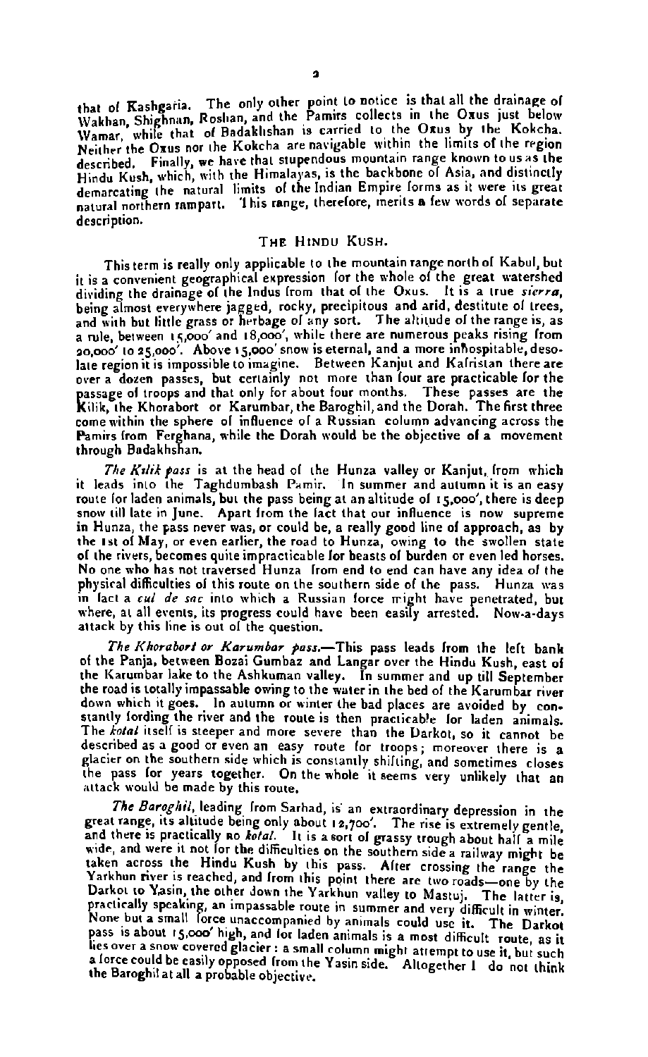that of Kashgaria. The only other point to notice is that all the drainage of Wakhan, Shighnan, Roshan, and the Pamirs collects in the Oxus just below Wamar, while that of Badakhshan is carried to the Oxus by the Kokcha. Neither the Oxus nor the Kokcha are navigable within the limits of the region described. Finally, we have that stupendous mountain range known to us as the Hindu Kush, which, with the Himalayas, is the backbone of Asia, and distinctly demarcating the natural limits of the Indian Empire forms as it were its great natural northern rampart. This range, therefore, merits a few words of separate description.

## The Hindu Kush.

This term is really only applicable to the mountain range north of Kabul, but it is a convenient geographical expression for the whole of the great watershed dividing the drainage of the Indus from that of the Oxus. It is a true *sierra*, being almost everywhere jagged, rocky, precipitous and arid, destitute of trees, and with but little grass or herbage of any sort. The altitude of the range is, as a rule, between 15,000′ and 18,000′, while there are numerous peaks rising from 20,000′ to 25,000′. Above 15,000′ snow is eternal, and a more inhospitable, desolate region it is impossible to imagine. Between Kanjut and Kafristan there are over a dozen passes, but certainly not more than four are practicable for the passage of troops and that only for about four months. These passes are the Kilik, the Khorabort or Karumbar, the Baroghil, and the Dorah. The first three come within the sphere of influence of a Russian column advancing across the Pamirs from Ferghana, while the Dorah would be the objective of a movement through Badakhshan.

*The Kilik pass* is at the head of the Hunza valley or Kanjut, from which it leads into the Taghdumbash Pamir. In summer and autumn it is an easy route for laden animals, but the pass being at an altitude of 15,000′, there is deep snow till late in June. Apart from the fact that our influence is now supreme in Hunza, the pass never was, or could be, a really good line of approach, as by the 1st of May, or even earlier, the road to Hunza, owing to the swollen state of the rivers, becomes quite impracticable for beasts of burden or even led horses. No one who has not traversed Hunza from end to end can have any idea of the physical difficulties of this route on the southern side of the pass. Hunza was in fact a *cul de sac* into which a Russian force might have penetrated, but where, at all events, its progress could have been easily arrested. Now-a-days attack by this line is out of the question.

*The Khorabort or Karumbar pass.*—This pass leads from the left bank of the Panja, between Bozai Gumbaz and Langar over the Hindu Kush, east of the Karumbar lake to the Ashkuman valley. In summer and up till September the road is totally impassable owing to the water in the bed of the Karumbar river down which it goes. In autumn or winter the bad places are avoided by constantly fording the river and the route is then practicable for laden animals. The *kotal* itself is steeper and more severe than the Darkot, so it cannot be described as a good or even an easy route for troops; moreover there is a glacier on the southern side which is constantly shifting, and sometimes closes the pass for years together. On the whole it seems very unlikely that an attack would be made by this route.

*The Baroghil*, leading from Sarhad, is an extraordinary depression in the great range, its altitude being only about 12,700′. The rise is extremely gentle, and there is practically no *kotal*. It is a sort of grassy trough about half a mile wide, and were it not for the difficulties on the southern side a railway might be taken across the Hindu Kush by this pass. After crossing the range the Yarkhun river is reached, and from this point there are two roads—one by the Darkot to Yasin, the other down the Yarkhun valley to Mastuj. The latter is, practically speaking, an impassable route in summer and very difficult in winter. None but a small force unaccompanied by animals could use it. The Darkot pass is about 15,000′ high, and for laden animals is a most difficult route, as it lies over a snow covered glacier: a small column might attempt to use it, but such a force could be easily opposed from the Yasin side. Altogether I do not think the Baroghil at all a probable objective.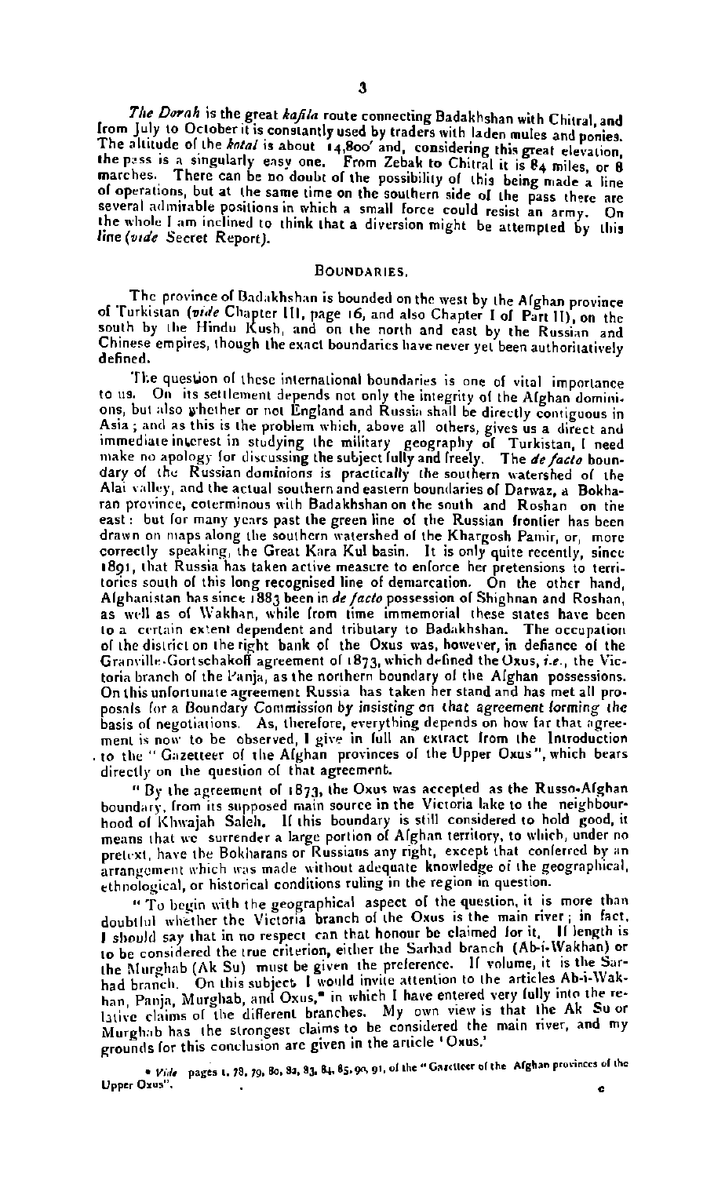*The Dorah* is the great *kafila* route connecting Badakhshan with Chitral, and from July to October it is constantly used by traders with laden mules and ponies. The altitude of the *kotal* is about 14,800' and, considering this great elevation, the pass is a singularly easy one. From Zebak to Chitral it is 84 miles, or 8 marches. There can be no doubt of the possibility of this being made a line of operations, but at the same time on the southern side of the pass there are several admirable positions in which a small force could resist an army. On the whole I am inclined to think that a diversion might be attempted by this line (*vide* Secret Report).

## Boundaries.

The province of Badakhshan is bounded on the west by the Afghan province of Turkistan (*vide* Chapter III, page 16, and also Chapter I of Part II), on the south by the Hindu Kush, and on the north and east by the Russian and Chinese empires, though the exact boundaries have never yet been authoritatively defined.

The question of these international boundaries is one of vital importance to us. On its settlement depends not only the integrity of the Afghan dominions, but also whether or not England and Russia shall be directly contiguous in Asia; and as this is the problem which, above all others, gives us a direct and immediate interest in studying the military geography of Turkistan, I need make no apology for discussing the subject fully and freely. The *de facto* boundary of the Russian dominions is practically the southern watershed of the Alai valley, and the actual southern and eastern boundaries of Darwaz, a Bokharan province, coterminous with Badakhshan on the south and Roshan on the east: but for many years past the green line of the Russian frontier has been drawn on maps along the southern watershed of the Khargosh Pamir, or, more correctly speaking, the Great Kara Kul basin. It is only quite recently, since 1891, that Russia has taken active measure to enforce her pretensions to territories south of this long recognised line of demarcation. On the other hand, Afghanistan has since 1883 been in *de facto* possession of Shighnan and Roshan, as well as of Wakhan, while from time immemorial these states have been to a certain extent dependent and tributary to Badakhshan. The occupation of the district on the right bank of the Oxus was, however, in defiance of the Granville-Gortschakoff agreement of 1873, which defined the Oxus, *i.e.*, the Victoria branch of the Panja, as the northern boundary of the Afghan possessions. On this unfortunate agreement Russia has taken her stand and has met all proposals for a Boundary Commission by *insisting on that agreement forming the* basis of negotiations. As, therefore, everything depends on how far that agreement is now to be observed, I give in full an extract from the Introduction to the "Gazetteer of the Afghan provinces of the Upper Oxus", which bears directly on the question of that agreement.

"By the agreement of 1873, the Oxus was accepted as the Russo-Afghan boundary, from its supposed main source in the Victoria lake to the neighbourhood of Khwajah Saleh. If this boundary is still considered to hold good, it means that we surrender a large portion of Afghan territory, to which, under no pretext, have the Bokharans or Russians any right, except that conferred by an arrangement which was made without adequate knowledge of the geographical, ethnological, or historical conditions ruling in the region in question.

"To begin with the geographical aspect of the question, it is more than doubtful whether the Victoria branch of the Oxus is the main river; in fact, I should say that in no respect can that honour be claimed for it. If length is to be considered the true criterion, either the Sarhad branch (Ab-i-Wakhan) or the Murghab (Ak Su) must be given the preference. If volume, it is the Sarhad branch. On this subject I would invite attention to the articles Ab-i-Wakhan, Panja, Murghab, and Oxus,* in which I have entered very fully into the relative claims of the different branches. My own view is that the Ak Su or Murghab has the strongest claims to be considered the main river, and my grounds for this conclusion are given in the article 'Oxus.'

\* *Vide* pages 1, 78, 79, 80, 82, 83, 84, 85, 90, 91, of the "Gazetteer of the Afghan provinces of the Upper Oxus".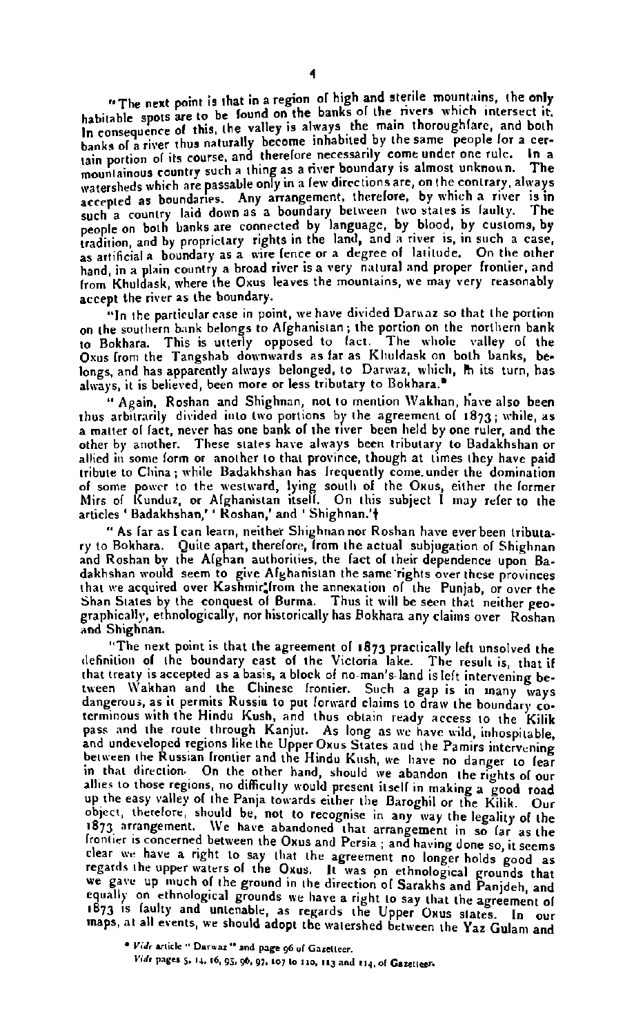"The next point is that in a region of high and sterile mountains, the only habitable spots are to be found on the banks of the rivers which intersect it. In consequence of this, the valley is always the main thoroughfare, and both banks of a river thus naturally become inhabited by the same people for a certain portion of its course, and therefore necessarily come under one rule. In a mountainous country such a thing as a river boundary is almost unknown. The watersheds which are passable only in a few directions are, on the contrary, always accepted as boundaries. Any arrangement, therefore, by which a river is in such a country laid down as a boundary between two states is faulty. The people on both banks are connected by language, by blood, by customs, by tradition, and by proprietary rights in the land, and a river is, in such a case, as artificial a boundary as a wire fence or a degree of latitude. On the other hand, in a plain country a broad river is a very natural and proper frontier, and from Khuldask, where the Oxus leaves the mountains, we may very reasonably accept the river as the boundary.

"In the particular case in point, we have divided Darwaz so that the portion on the southern bank belongs to Afghanistan; the portion on the northern bank to Bokhara. This is utterly opposed to fact. The whole valley of the Oxus from the Tangshab downwards as far as Khuldask on both banks, belongs, and has apparently always belonged, to Darwaz, which, in its turn, has always, it is believed, been more or less tributary to Bokhara.*

"Again, Roshan and Shighnan, not to mention Wakhan, have also been thus arbitrarily divided into two portions by the agreement of 1873; while, as a matter of fact, never has one bank of the river been held by one ruler, and the other by another. These states have always been tributary to Badakhshan or allied in some form or another to that province, though at times they have paid tribute to China; while Badakhshan has frequently come under the domination of some power to the westward, lying south of the Oxus, either the former Mirs of Kunduz, or Afghanistan itself. On this subject I may refer to the articles 'Badakhshan,' 'Roshan,' and 'Shighnan.'†

"As far as I can learn, neither Shighnan nor Roshan have ever been tributary to Bokhara. Quite apart, therefore, from the actual subjugation of Shighnan and Roshan by the Afghan authorities, the fact of their dependence upon Badakhshan would seem to give Afghanistan the same rights over these provinces that we acquired over Kashmir from the annexation of the Punjab, or over the Shan States by the conquest of Burma. Thus it will be seen that neither geographically, ethnologically, nor historically has Bokhara any claims over Roshan and Shighnan.

"The next point is that the agreement of 1873 practically left unsolved the definition of the boundary east of the Victoria lake. The result is, that if that treaty is accepted as a basis, a block of no-man's-land is left intervening between Wakhan and the Chinese frontier. Such a gap is in many ways dangerous, as it permits Russia to put forward claims to draw the boundary coterminous with the Hindu Kush, and thus obtain ready access to the Kilik pass and the route through Kanjut. As long as we have wild, inhospitable, and undeveloped regions like the Upper Oxus States and the Pamirs intervening between the Russian frontier and the Hindu Kush, we have no danger to fear in that direction. On the other hand, should we abandon the rights of our allies to those regions, no difficulty would present itself in making a good road up the easy valley of the Panja towards either the Baroghil or the Kilik. Our object, therefore, should be, not to recognise in any way the legality of the 1873 arrangement. We have abandoned that arrangement in so far as the frontier is concerned between the Oxus and Persia; and having done so, it seems clear we have a right to say that the agreement no longer holds good as regards the upper waters of the Oxus. It was on ethnological grounds that we gave up much of the ground in the direction of Sarakhs and Panjdeh, and equally on ethnological grounds we have a right to say that the agreement of 1873 is faulty and untenable, as regards the Upper Oxus states. In our maps, at all events, we should adopt the watershed between the Yaz Gulam and

* *Vide* article "Darwaz" and page 96 of Gazetteer.

† *Vide* pages 5, 14, 16, 95, 96, 97, 107 to 110, 113 and 114, of Gazetteer.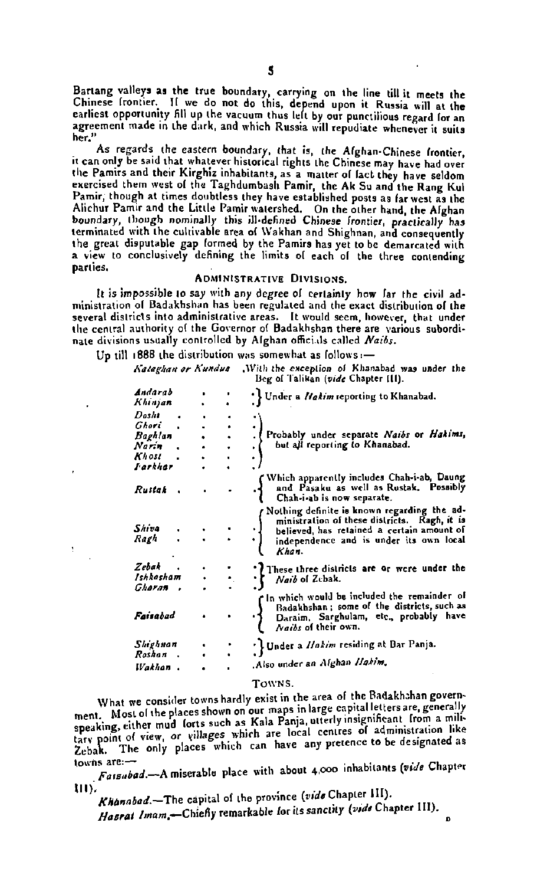Bartang valleys as the true boundary, carrying on the line till it meets the Chinese frontier. If we do not do this, depend upon it Russia will at the earliest opportunity fill up the vacuum thus left by our punctilious regard for an agreement made in the dark, and which Russia will repudiate whenever it suits her."

As regards the eastern boundary, that is, the Afghan-Chinese frontier, it can only be said that whatever historical rights the Chinese may have had over the Pamirs and their Kirghiz inhabitants, as a matter of fact they have seldom exercised them west of the Taghdumbash Pamir, the Ak Su and the Rang Kul Pamir, though at times doubtless they have established posts as far west as the Alichur Pamir and the Little Pamir watershed. On the other hand, the Afghan boundary, though nominally this ill-defined Chinese frontier, *practically* has terminated with the cultivable area of Wakhan and Shighnan, and consequently the great disputable gap formed by the Pamirs has yet to be demarcated with a view to conclusively defining the limits of each of the three contending parties.

### ADMINISTRATIVE DIVISIONS.

It is impossible to say with any degree of certainty how far the civil administration of Badakhshan has been regulated and the exact distribution of the several districts into administrative areas. It would seem, however, that under the central authority of the Governor of Badakhshan there are various subordinate divisions usually controlled by Afghan officials called *Naibs*.

Up till 1888 the distribution was somewhat as follows:—

| District | Administration |
|---|---|
| *Kataghan or Kunduz* | With the exception of Khanabad was under the Beg of Talikan (*vide* Chapter III). |
| *Andarab*, *Khinjan* | Under a *Hakim* reporting to Khanabad. |
| *Doshi*, *Ghori*, *Baghlan*, *Narin*, *Khost*, *Farkhar* | Probably under separate *Naibs* or *Hakims*, but all reporting to Khanabad. |
| *Rustak* | Which apparently includes Chah-i-ab, Daung and Pasaku as well as Rustak. Possibly Chah-i-ab is now separate. |
| *Shiva*, *Ragh* | Nothing definite is known regarding the administration of these districts. Ragh, it is believed, has retained a certain amount of independence and is under its own local *Khan*. |
| *Zebak*, *Ishkasham*, *Gharan* | These three districts are or were under the *Naib* of Zebak. |
| *Faizabad* | In which would be included the remainder of Badakhshan; some of the districts, such as Daraim, Sarghulam, etc., probably have *Naibs* of their own. |
| *Shighnan*, *Roshan* | Under a *Hakim* residing at Bar Panja. |
| *Wakhan* | Also under an Afghan *Hakim*. |

### TOWNS.

What we consider towns hardly exist in the area of the Badakhshan government. Most of the places shown on our maps in large capital letters are, generally speaking, either mud forts such as Kala Panja, utterly insignificant from a military point of view, or villages which are local centres of administration like Zebak. The only places which can have any pretence to be designated as towns are:—

*Faizabad*.—A miserable place with about 4,000 inhabitants (*vide* Chapter III).

*Khanabad*.—The capital of the province (*vide* Chapter III).

*Hazrat Imam*.—Chiefly remarkable for its sanctity (*vide* Chapter III).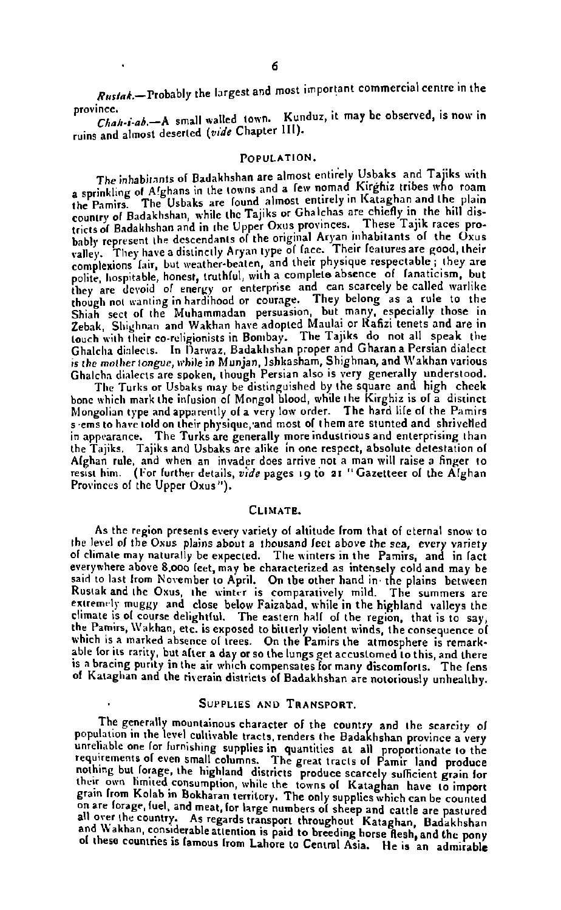*Rustak.*—Probably the largest and most important commercial centre in the province.

*Chah-i-ab.*—A small walled town. Kunduz, it may be observed, is now in ruins and almost deserted (*vide* Chapter III).

## POPULATION.

The inhabitants of Badakhshan are almost entirely Usbaks and Tajiks with a sprinkling of Afghans in the towns and a few nomad Kirghiz tribes who roam the Pamirs. The Usbaks are found almost entirely in Kataghan and the plain country of Badakhshan, while the Tajiks or Ghalchas are chiefly in the hill districts of Badakhshan and in the Upper Oxus provinces. These Tajik races probably represent the descendants of the original Aryan inhabitants of the Oxus valley. They have a distinctly Aryan type of face. Their features are good, their complexions fair, but weather-beaten, and their physique respectable; they are polite, hospitable, honest, truthful, with a complete absence of fanaticism, but they are devoid of energy or enterprise and can scarcely be called warlike though not wanting in hardihood or courage. They belong as a rule to the Shiah sect of the Muhammadan persuasion, but many, especially those in Zebak, Shighnan and Wakhan have adopted Maulai or Rafizi tenets and are in touch with their co-religionists in Bombay. The Tajiks do not all speak the Ghalcha dialects. In Darwaz, Badakhshan proper and Gharan a Persian dialect is the mother tongue, while in Munjan, Ishkasham, Shighnan, and Wakhan various Ghalcha dialects are spoken, though Persian also is very generally understood.

The Turks or Usbaks may be distinguished by the square and high cheek bone which mark the infusion of Mongol blood, while the Kirghiz is of a distinct Mongolian type and apparently of a very low order. The hard life of the Pamirs seems to have told on their physique, and most of them are stunted and shrivelled in appearance. The Turks are generally more industrious and enterprising than the Tajiks. Tajiks and Usbaks are alike in one respect, absolute detestation of Afghan rule, and when an invader does arrive not a man will raise a finger to resist him. (For further details, *vide* pages 19 to 21 "Gazetteer of the Afghan Provinces of the Upper Oxus").

## CLIMATE.

As the region presents every variety of altitude from that of eternal snow to the level of the Oxus plains about a thousand feet above the sea, every variety of climate may naturally be expected. The winters in the Pamirs, and in fact everywhere above 8,000 feet, may be characterized as intensely cold and may be said to last from November to April. On the other hand in the plains between Rustak and the Oxus, the winter is comparatively mild. The summers are extremely muggy and close below Faizabad, while in the highland valleys the climate is of course delightful. The eastern half of the region, that is to say, the Pamirs, Wakhan, etc. is exposed to bitterly violent winds, the consequence of which is a marked absence of trees. On the Pamirs the atmosphere is remarkable for its rarity, but after a day or so the lungs get accustomed to this, and there is a bracing purity in the air which compensates for many discomforts. The fens of Kataghan and the riverain districts of Badakhshan are notoriously unhealthy.

## SUPPLIES AND TRANSPORT.

The generally mountainous character of the country and the scarcity of population in the level cultivable tracts, renders the Badakhshan province a very unreliable one for furnishing supplies in quantities at all proportionate to the requirements of even small columns. The great tracts of Pamir land produce nothing but forage, the highland districts produce scarcely sufficient grain for their own limited consumption, while the towns of Kataghan have to import grain from Kolab in Bokharan territory. The only supplies which can be counted on are forage, fuel, and meat, for large numbers of sheep and cattle are pastured all over the country. As regards transport throughout Kataghan, Badakhshan and Wakhan, considerable attention is paid to breeding horse flesh, and the pony of these countries is famous from Lahore to Central Asia. He is an admirable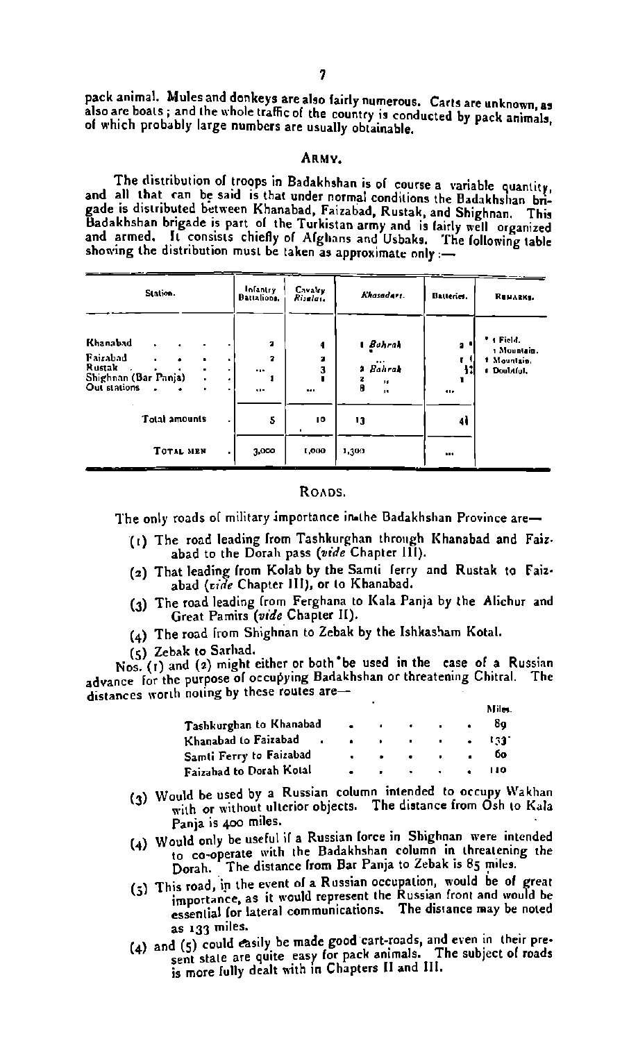pack animal. Mules and donkeys are also fairly numerous. Carts are unknown, as also are boats; and the whole traffic of the country is conducted by pack animals, of which probably large numbers are usually obtainable.

## Army.

The distribution of troops in Badakhshan is of course a variable quantity, and all that can be said is that under normal conditions the Badakhshan brigade is distributed between Khanabad, Faizabad, Rustak, and Shighnan. This Badakhshan brigade is part of the Turkistan army and is fairly well organized and armed. It consists chiefly of Afghans and Usbaks. The following table showing the distribution must be taken as approximate only:—

| Station. | Infantry Battalions. | Cavalry *Risalas.* | *Khasadars.* | Batteries. | Remarks. |
|---|---|---|---|---|---|
| Khanabad | 2 | 4 | 1 *Bahrak* | 2 * | * 1 Field. 1 Mountain. |
| Faizabad | 2 | 2 | ... | 1 | 1 Mountain. |
| Rustak | ... | 3 | 2 *Bahrak* | 1½ | 1 Doubtful. |
| Shighnan (Bar Panja) | 1 | 1 | 2 " | 1 | |
| Out stations | ... | ... | 8 " | ... | |
| Total amounts | 5 | 10 | 13 | 4½ | |
| Total men | 3,000 | 1,000 | 1,300 | ... | |

## Roads.

The only roads of military importance in the Badakhshan Province are—

(1) The road leading from Tashkurghan through Khanabad and Faizabad to the Dorah pass (*vide* Chapter III).

(2) That leading from Kolab by the Samti ferry and Rustak to Faizabad (*vide* Chapter III), or to Khanabad.

(3) The road leading from Ferghana to Kala Panja by the Alichur and Great Pamirs (*vide* Chapter II).

(4) The road from Shighnan to Zebak by the Ishkasham Kotal.

(5) Zebak to Sarhad.

Nos. (1) and (2) might either or both be used in the case of a Russian advance for the purpose of occupying Badakhshan or threatening Chitral. The distances worth noting by these routes are—

| | Miles. |
|---|---|
| Tashkurghan to Khanabad | 89 |
| Khanabad to Faizabad | 133 |
| Samti Ferry to Faizabad | 60 |
| Faizabad to Dorah Kotal | 110 |

(3) Would be used by a Russian column intended to occupy Wakhan with or without ulterior objects. The distance from Osh to Kala Panja is 400 miles.

(4) Would only be useful if a Russian force in Shighnan were intended to co-operate with the Badakhshan column in threatening the Dorah. The distance from Bar Panja to Zebak is 85 miles.

(5) This road, in the event of a Russian occupation, would be of great importance, as it would represent the Russian front and would be essential for lateral communications. The distance may be noted as 133 miles.

(4) and (5) could easily be made good cart-roads, and even in their present state are quite easy for pack animals. The subject of roads is more fully dealt with in Chapters II and III.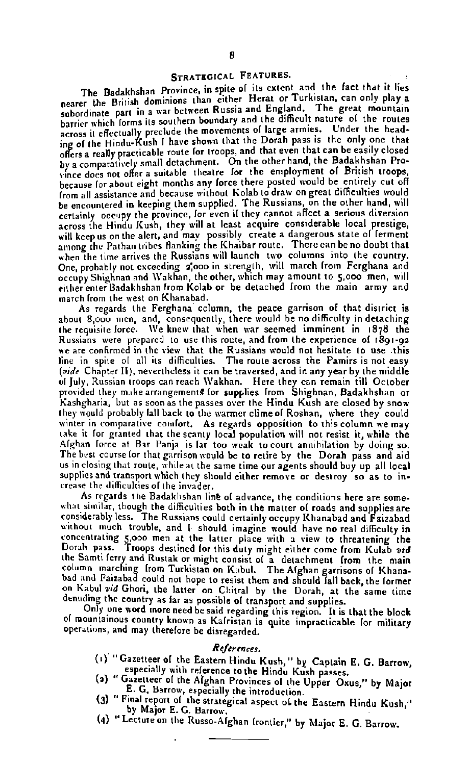## Strategical Features.

The Badakhshan Province, in spite of its extent and the fact that it lies nearer the British dominions than either Herat or Turkistan, can only play a subordinate part in a war between Russia and England. The great mountain barrier which forms its southern boundary and the difficult nature of the routes across it effectually preclude the movements of large armies. Under the heading of the Hindu-Kush I have shown that the Dorah pass is the only one that offers a really practicable route for troops, and that even that can be easily closed by a comparatively small detachment. On the other hand, the Badakhshan Province does not offer a suitable theatre for the employment of British troops, because for about eight months any force there posted would be entirely cut off from all assistance and because without Kolab to draw on great difficulties would be encountered in keeping them supplied. The Russians, on the other hand, will certainly occupy the province, for even if they cannot affect a serious diversion across the Hindu Kush, they will at least acquire considerable local prestige, will keep us on the alert, and may possibly create a dangerous state of ferment among the Pathan tribes flanking the Khaibar route. There can be no doubt that when the time arrives the Russians will launch two columns into the country. One, probably not exceeding 2,000 in strength, will march from Ferghana and occupy Shighnan and Wakhan, the other, which may amount to 5,000 men, will either enter Badakhshan from Kolab or be detached from the main army and march from the west on Khanabad.

As regards the Ferghana column, the peace garrison of that district is about 8,000 men, and, consequently, there would be no difficulty in detaching the requisite force. We knew that when war seemed imminent in 1878 the Russians were prepared to use this route, and from the experience of 1891-92 we are confirmed in the view that the Russians would not hesitate to use this line in spite of all its difficulties. The route across the Pamirs is not easy (*vide* Chapter II), nevertheless it can be traversed, and in any year by the middle of July, Russian troops can reach Wakhan. Here they can remain till October provided they make arrangements for supplies from Shighnan, Badakhshan or Kashgharia, but as soon as the passes over the Hindu Kush are closed by snow they would probably fall back to the warmer clime of Roshan, where they could winter in comparative comfort. As regards opposition to this column we may take it for granted that the scanty local population will not resist it, while the Afghan force at Bar Panja is far too weak to court annihilation by doing so. The best course for that garrison would be to retire by the Dorah pass and aid us in closing that route, while at the same time our agents should buy up all local supplies and transport which they should either remove or destroy so as to increase the difficulties of the invader.

As regards the Badakhshan line of advance, the conditions here are somewhat similar, though the difficulties both in the matter of roads and supplies are considerably less. The Russians could certainly occupy Khanabad and Faizabad without much trouble, and I should imagine would have no real difficulty in concentrating 5,000 men at the latter place with a view to threatening the Dorah pass. Troops destined for this duty might either come from Kulab *viâ* the Samti ferry and Rustak or might consist of a detachment from the main column marching from Turkistan on Kabul. The Afghan garrisons of Khanabad and Faizabad could not hope to resist them and should fall back, the former on Kabul *viâ* Ghori, the latter on Chitral by the Dorah, at the same time denuding the country as far as possible of transport and supplies.

Only one word more need be said regarding this region. It is that the block of mountainous country known as Kafristan is quite impracticable for military operations, and may therefore be disregarded.

### *References.*

(1) "Gazetteer of the Eastern Hindu Kush," by Captain E. G. Barrow, especially with reference to the Hindu Kush passes.

(2) "Gazetteer of the Afghan Provinces of the Upper Oxus," by Major E. G. Barrow, especially the introduction.

(3) "Final report of the strategical aspect of the Eastern Hindu Kush," by Major E. G. Barrow.

(4) "Lecture on the Russo-Afghan frontier," by Major E. G. Barrow.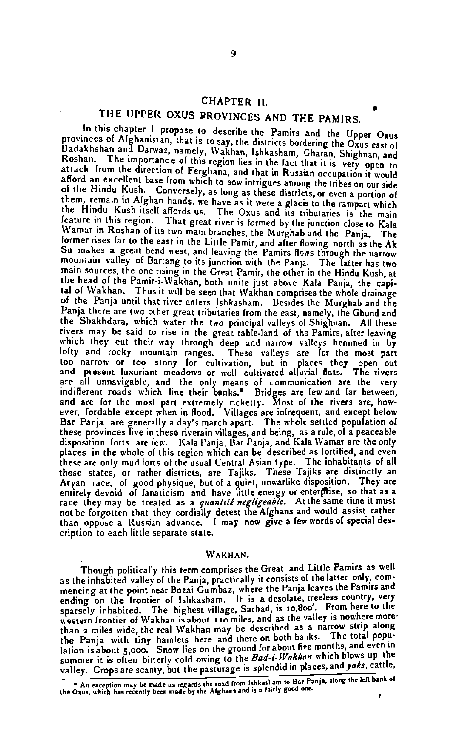## CHAPTER II.

## THE UPPER OXUS PROVINCES AND THE PAMIRS.

In this chapter I propose to describe the Pamirs and the Upper Oxus provinces of Afghanistan, that is to say, the districts bordering the Oxus east of Badakhshan and Darwaz, namely, Wakhan, Ishkasham, Gharan, Shighnan, and Roshan. The importance of this region lies in the fact that it is very open to attack from the direction of Ferghana, and that in Russian occupation it would afford an excellent base from which to sow intrigues among the tribes on our side of the Hindu Kush. Conversely, as long as these districts, or even a portion of them, remain in Afghan hands, we have as it were a glacis to the rampart which the Hindu Kush itself affords us. The Oxus and its tributaries is the main feature in this region. That great river is formed by the junction close to Kala Wamar in Roshan of its two main branches, the Murghab and the Panja. The former rises far to the east in the Little Pamir, and after flowing north as the Ak Su makes a great bend west, and leaving the Pamirs flows through the narrow mountain valley of Bartang to its junction with the Panja. The latter has two main sources, the one rising in the Great Pamir, the other in the Hindu Kush, at the head of the Pamir-i-Wakhan, both unite just above Kala Panja, the capital of Wakhan. Thus it will be seen that Wakhan comprises the whole drainage of the Panja until that river enters Ishkasham. Besides the Murghab and the Panja there are two other great tributaries from the east, namely, the Ghund and the Shakhdara, which water the two principal valleys of Shighnan. All these rivers may be said to rise in the great table-land of the Pamirs, after leaving which they cut their way through deep and narrow valleys hemmed in by lofty and rocky mountain ranges. These valleys are for the most part too narrow or too stony for cultivation, but in places they open out and present luxuriant meadows or well cultivated alluvial flats. The rivers are all unnavigable, and the only means of communication are the very indifferent roads which line their banks.* Bridges are few and far between, and are for the most part extremely ricketty. Most of the rivers are, however, fordable except when in flood. Villages are infrequent, and except below Bar Panja are generally a day's march apart. The whole settled population of these provinces live in these riverain villages, and being, as a rule, of a peaceable disposition forts are few. Kala Panja, Bar Panja, and Kala Wamar are the only places in the whole of this region which can be described as fortified, and even these are only mud forts of the usual Central Asian type. The inhabitants of all these states, or rather districts, are Tajiks. These Tajiks are distinctly an Aryan race, of good physique, but of a quiet, unwarlike disposition. They are entirely devoid of fanaticism and have little energy or enterprise, so that as a race they may be treated as a *quantité negligeable*. At the same time it must not be forgotten that they cordially detest the Afghans and would assist rather than oppose a Russian advance. I may now give a few words of special description to each little separate state.

### WAKHAN.

Though politically this term comprises the Great and Little Pamirs as well as the inhabited valley of the Panja, practically it consists of the latter only, commencing at the point near Bozai Gumbaz, where the Panja leaves the Pamirs and ending on the frontier of Ishkasham. It is a desolate, treeless country, very sparsely inhabited. The highest village, Sarhad, is 10,800′. From here to the western frontier of Wakhan is about 110 miles, and as the valley is nowhere more than 2 miles wide, the real Wakhan may be described as a narrow strip along the Panja with tiny hamlets here and there on both banks. The total population is about 5,000. Snow lies on the ground for about five months, and even in summer it is often bitterly cold owing to the *Bad-i-Wakhan* which blows up the valley. Crops are scanty, but the pasturage is splendid in places, and *yaks*, cattle,

* An exception may be made as regards the road from Ishkasham to Bar Panja, along the left bank of the Oxus, which has recently been made by the Afghans and is a fairly good one.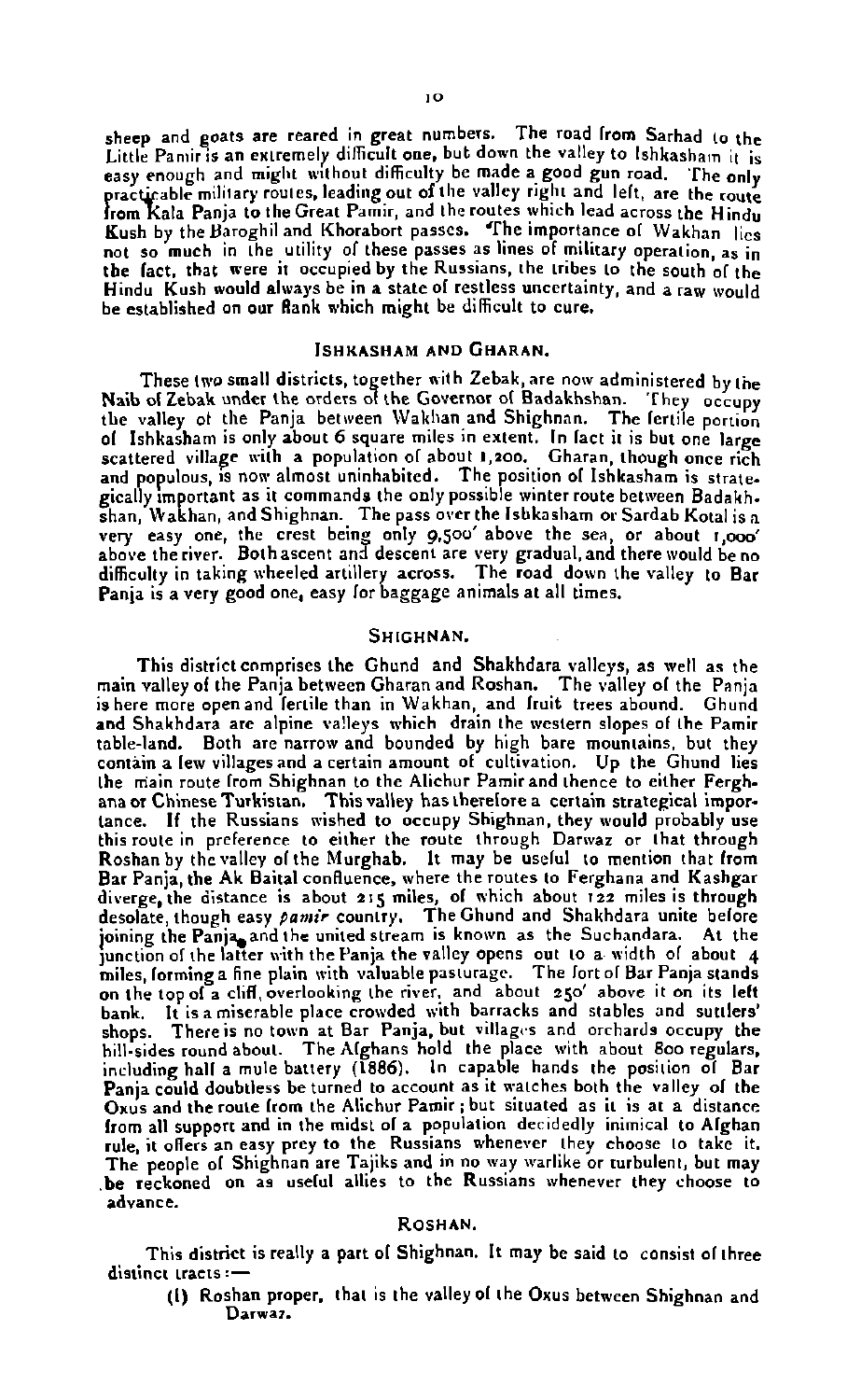sheep and goats are reared in great numbers. The road from Sarhad to the Little Pamir is an extremely difficult one, but down the valley to Ishkasham it is easy enough and might without difficulty be made a good gun road. The only practicable military routes, leading out of the valley right and left, are the route from Kala Panja to the Great Pamir, and the routes which lead across the Hindu Kush by the Baroghil and Khorabort passes. The importance of Wakhan lies not so much in the utility of these passes as lines of military operation, as in the fact, that were it occupied by the Russians, the tribes to the south of the Hindu Kush would always be in a state of restless uncertainty, and a raw would be established on our flank which might be difficult to cure.

## ISHKASHAM AND GHARAN.

These two small districts, together with Zebak, are now administered by the Naib of Zebak under the orders of the Governor of Badakhshan. They occupy the valley of the Panja between Wakhan and Shighnan. The fertile portion of Ishkasham is only about 6 square miles in extent. In fact it is but one large scattered village with a population of about 1,200. Gharan, though once rich and populous, is now almost uninhabited. The position of Ishkasham is strategically important as it commands the only possible winter route between Badakhshan, Wakhan, and Shighnan. The pass over the Ishkasham or Sardab Kotal is a very easy one, the crest being only 9,500′ above the sea, or about 1,000′ above the river. Both ascent and descent are very gradual, and there would be no difficulty in taking wheeled artillery across. The road down the valley to Bar Panja is a very good one, easy for baggage animals at all times.

## SHIGHNAN.

This district comprises the Ghund and Shakhdara valleys, as well as the main valley of the Panja between Gharan and Roshan. The valley of the Panja is here more open and fertile than in Wakhan, and fruit trees abound. Ghund and Shakhdara are alpine valleys which drain the western slopes of the Pamir table-land. Both are narrow and bounded by high bare mountains, but they contain a few villages and a certain amount of cultivation. Up the Ghund lies the main route from Shighnan to the Alichur Pamir and thence to either Ferghana or Chinese Turkistan. This valley has therefore a certain strategical importance. If the Russians wished to occupy Shighnan, they would probably use this route in preference to either the route through Darwaz or that through Roshan by the valley of the Murghab. It may be useful to mention that from Bar Panja, the Ak Baital confluence, where the routes to Ferghana and Kashgar diverge, the distance is about 215 miles, of which about 122 miles is through desolate, though easy *pamir* country. The Ghund and Shakhdara unite before joining the Panja, and the united stream is known as the Suchandara. At the junction of the latter with the Panja the valley opens out to a width of about 4 miles, forming a fine plain with valuable pasturage. The fort of Bar Panja stands on the top of a cliff, overlooking the river, and about 250′ above it on its left bank. It is a miserable place crowded with barracks and stables and suttlers' shops. There is no town at Bar Panja, but villages and orchards occupy the hill-sides round about. The Afghans hold the place with about 800 regulars, including half a mule battery (1886). In capable hands the position of Bar Panja could doubtless be turned to account as it watches both the valley of the Oxus and the route from the Alichur Pamir; but situated as it is at a distance from all support and in the midst of a population decidedly inimical to Afghan rule, it offers an easy prey to the Russians whenever they choose to take it. The people of Shighnan are Tajiks and in no way warlike or turbulent, but may be reckoned on as useful allies to the Russians whenever they choose to advance.

## ROSHAN.

This district is really a part of Shighnan. It may be said to consist of three distinct tracts:—

(1) Roshan proper, that is the valley of the Oxus between Shighnan and Darwaz.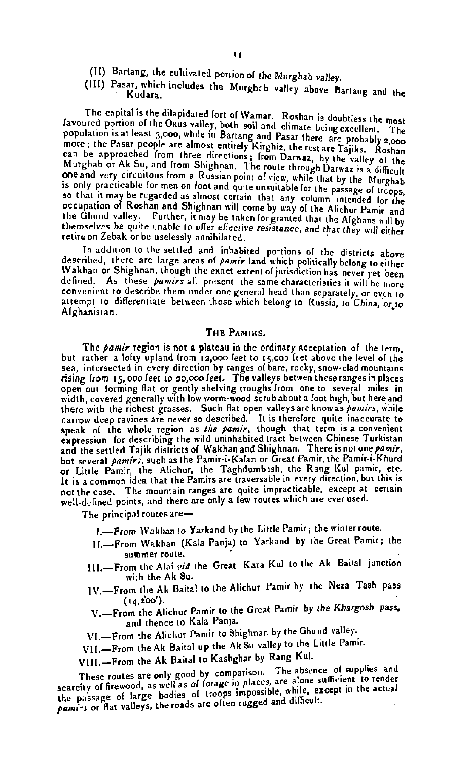(II) Bartang, the cultivated portion of *the Murghab valley.*

(III) Pasar, which includes the Murghab valley above Bartang and the Kudara.

The capital is the dilapidated fort of Wamar. Roshan is doubtless the most favoured portion of the Oxus valley, both soil and climate being excellent. The population is at least 3,000, while in Bartang and Pasar there are probably 2,000 more; the Pasar people are almost entirely Kirghiz, the rest are Tajiks. Roshan can be approached from three directions; from Darwaz, by the valley of the Murghab or Ak Su, and from Shighnan. The route through Darwaz is a difficult one and very circuitous from a Russian point of view, while that by the Murghab is only practicable for men on foot and quite unsuitable for the passage of troops, so that it may be regarded as almost certain that any column intended for the occupation of Roshan and Shighnan will come by way of the Alichur Pamir and the Ghund valley. Further, it may be taken for granted that the Afghans will by *themselves be quite unable to offer effective resistance, and that they* will either retire on Zebak or be uselessly annihilated.

In addition to the settled and inhabited portions of the districts above described, there are large areas of *pamir* land which politically belong to either Wakhan or Shighnan, though the exact extent of jurisdiction has never yet been defined. As these *pamirs* all present the same characteristics it will be more convenient to describe them under one general head than separately, or even to attempt to differentiate between those which belong to Russia, to China, or to Afghanistan.

### The Pamirs.

The *pamir* region is not a plateau in the ordinary acceptation of the term, but rather a lofty upland from 12,000 feet to 15,000 feet above the level of the sea, intersected in every direction by ranges of bare, rocky, snow-clad mountains *rising* from 15,000 feet to 20,000 feet. The valleys betwen these ranges in places open out forming flat or gently shelving troughs from one to several miles in width, covered generally with low worm-wood scrub about a foot high, but here and there with the richest grasses. Such flat open valleys are know as *pamirs*, while narrow deep ravines are never so described. It is therefore quite inaccurate to speak of the whole region as *the pamir*, though that term is a convenient expression for describing the wild uninhabited tract between Chinese Turkistan and the settled Tajik districts of Wakhan and Shighnan. There is not one *pamir*, but several *pamirs*, such as the Pamir-i-Kalan or Great Pamir, the Pamir-i-Khurd or Little Pamir, the Alichur, the Taghdumbash, the Rang Kul pamir, etc. It is a common idea that the Pamirs are traversable in every direction, but this is not the case. The mountain ranges are quite impracticable, except at certain well-defined points, and there are only a few routes which are ever used.

The principal routes are—

I.—*From* Wakhan to Yarkand by the Little Pamir; the winter route.

II.—From Wakhan (Kala Panja) to Yarkand by the Great Pamir; the summer route.

III.—From the Alai *viâ* the Great Kara Kul to the Ak Baital junction with the Ak Su.

IV.—From the Ak Baital to the Alichur Pamir by the Neza Tash pass (14,200′).

V.—From the Alichur Pamir to the Great *Pamir by the Khargosh pass,* and thence to Kala Panja.

VI.—From the Alichur Pamir to Shighnan by the Ghund valley.

VII.—From the Ak Baital up the Ak Su valley to the Little Pamir.

VIII.—From the Ak Baital to Kashghar by Rang Kul.

These routes are only good by comparison. The absence of supplies and scarcity of firewood, as well as of *forage* in places, are alone sufficient to render the passage of large bodies of troops impossible, while, except in the actual *pamirs* or flat valleys, the roads are often rugged and difficult.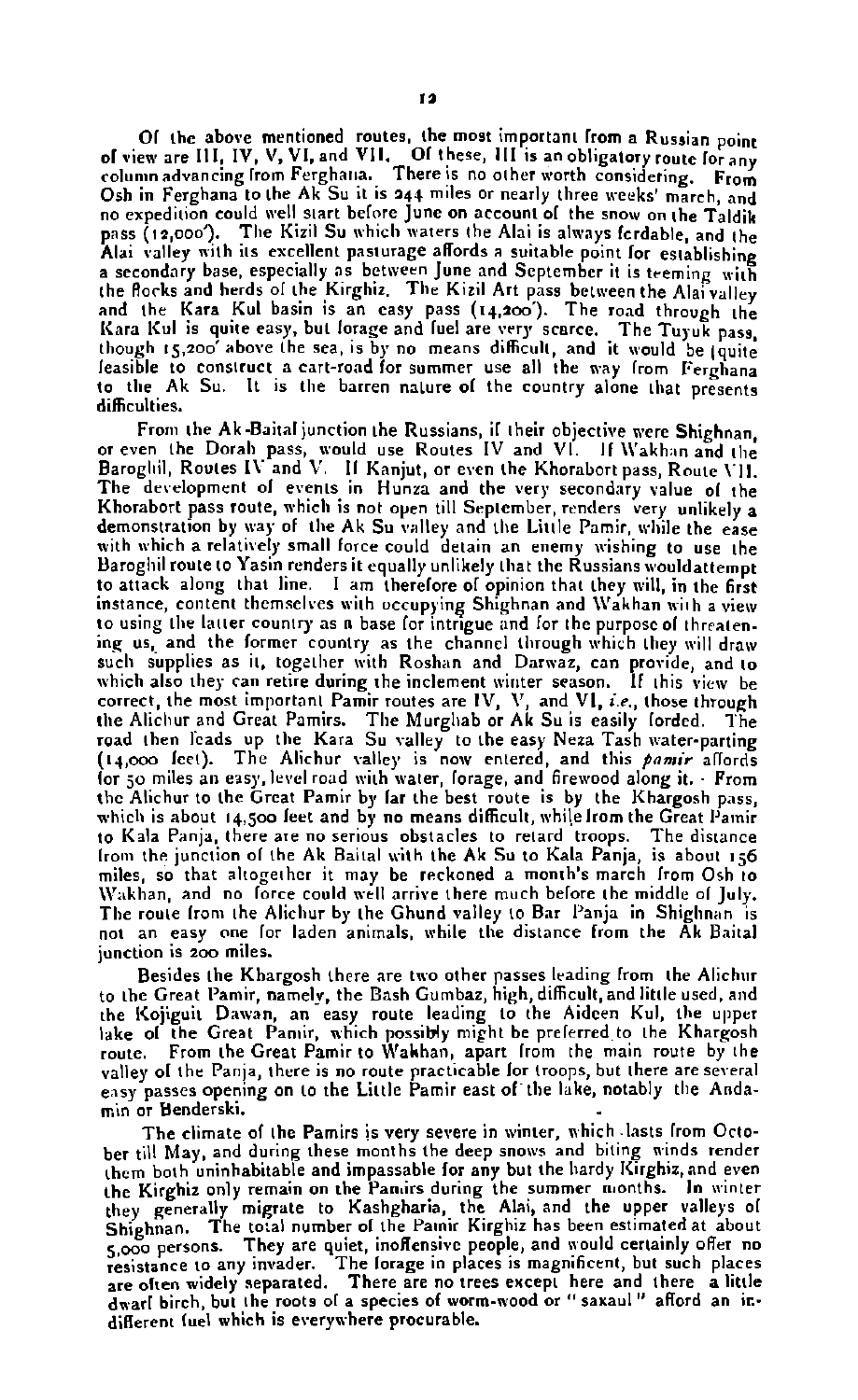Of the above mentioned routes, the most important from a Russian point of view are III, IV, V, VI, and VII. Of these, III is an obligatory route for any column advancing from Ferghana. There is no other worth considering. From Osh in Ferghana to the Ak Su it is 244 miles or nearly three weeks' march, and no expedition could well start before June on account of the snow on the Taldik pass (12,000'). The Kizil Su which waters the Alai is always fordable, and the Alai valley with its excellent pasturage affords a suitable point for establishing a secondary base, especially as between June and September it is teeming with the flocks and herds of the Kirghiz. The Kizil Art pass between the Alai valley and the Kara Kul basin is an easy pass (14,200'). The road through the Kara Kul is quite easy, but forage and fuel are very scarce. The Tuyuk pass, though 15,200' above the sea, is by no means difficult, and it would be quite feasible to construct a cart-road for summer use all the way from Ferghana to the Ak Su. It is the barren nature of the country alone that presents difficulties.

From the Ak-Baital junction the Russians, if their objective were Shighnan, or even the Dorah pass, would use Routes IV and VI. If Wakhan and the Baroghil, Routes IV and V. If Kanjut, or even the Khorabort pass, Route VII. The development of events in Hunza and the very secondary value of the Khorabort pass route, which is not open till September, renders very unlikely a demonstration by way of the Ak Su valley and the Little Pamir, while the ease with which a relatively small force could detain an enemy wishing to use the Baroghil route to Yasin renders it equally unlikely that the Russians would attempt to attack along that line. I am therefore of opinion that they will, in the first instance, content themselves with occupying Shighnan and Wakhan with a view to using the latter country as a base for intrigue and for the purpose of threatening us, and the former country as the channel through which they will draw such supplies as it, together with Roshan and Darwaz, can provide, and to which also they can retire during the inclement winter season. If this view be correct, the most important Pamir routes are IV, V, and VI, *i.e.*, those through the Alichur and Great Pamirs. The Murghab or Ak Su is easily forded. The road then leads up the Kara Su valley to the easy Neza Tash water-parting (14,000 feet). The Alichur valley is now entered, and this *pamir* affords for 50 miles an easy, level road with water, forage, and firewood along it. From the Alichur to the Great Pamir by far the best route is by the Khargosh pass, which is about 14,500 feet and by no means difficult, while from the Great Pamir to Kala Panja, there are no serious obstacles to retard troops. The distance from the junction of the Ak Baital with the Ak Su to Kala Panja, is about 156 miles, so that altogether it may be reckoned a month's march from Osh to Wakhan, and no force could well arrive there much before the middle of July. The route from the Alichur by the Ghund valley to Bar Panja in Shighnan is not an easy one for laden animals, while the distance from the Ak Baital junction is 200 miles.

Besides the Khargosh there are two other passes leading from the Alichur to the Great Pamir, namely, the Bash Gumbaz, high, difficult, and little used, and the Kojiguit Dawan, an easy route leading to the Aideen Kul, the upper lake of the Great Pamir, which possibly might be preferred to the Khargosh route. From the Great Pamir to Wakhan, apart from the main route by the valley of the Panja, there is no route practicable for troops, but there are several easy passes opening on to the Little Pamir east of the lake, notably the Andamin or Benderski.

The climate of the Pamirs is very severe in winter, which lasts from October till May, and during these months the deep snows and biting winds render them both uninhabitable and impassable for any but the hardy Kirghiz, and even the Kirghiz only remain on the Pamirs during the summer months. In winter they generally migrate to Kashgharia, the Alai, and the upper valleys of Shighnan. The total number of the Pamir Kirghiz has been estimated at about 5,000 persons. They are quiet, inoffensive people, and would certainly offer no resistance to any invader. The forage in places is magnificent, but such places are often widely separated. There are no trees except here and there a little dwarf birch, but the roots of a species of worm-wood or "saxaul" afford an indifferent fuel which is everywhere procurable.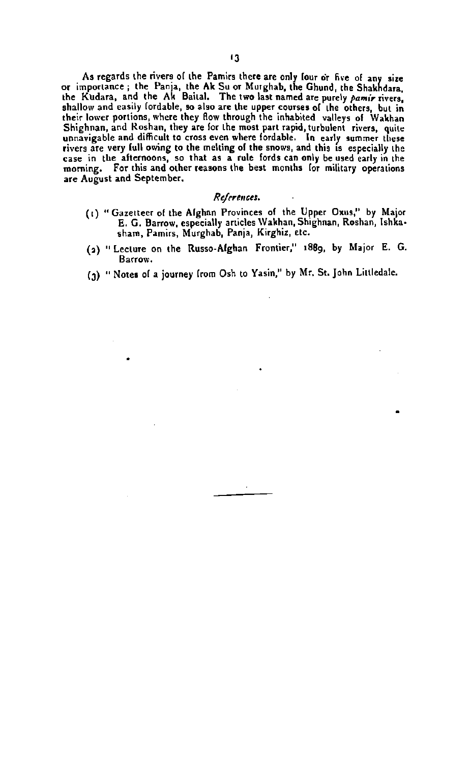As regards the rivers of the Pamirs there are only four or five of any size or importance; the Panja, the Ak Su or Murghab, the Ghund, the Shakhdara, the Kudara, and the Ak Baital. The two last named are purely *pamir* rivers, shallow and easily fordable, so also are the upper courses of the others, but in their lower portions, where they flow through the inhabited valleys of Wakhan Shighnan, and Roshan, they are for the most part rapid, turbulent rivers, quite unnavigable and difficult to cross even where fordable. In early summer these rivers are very full owing to the melting of the snows, and this is especially the case in the afternoons, so that as a rule fords can only be used early in the morning. For this and other reasons the best months for military operations are August and September.

*References.*

(1) "Gazetteer of the Afghan Provinces of the Upper Oxus," by Major E. G. Barrow, especially articles Wakhan, Shighnan, Roshan, Ishkasham, Pamirs, Murghab, Panja, Kirghiz, etc.

(2) "Lecture on the Russo-Afghan Frontier," 1889, by Major E. G. Barrow.

(3) "Notes of a journey from Osh to Yasin," by Mr. St. John Littledale.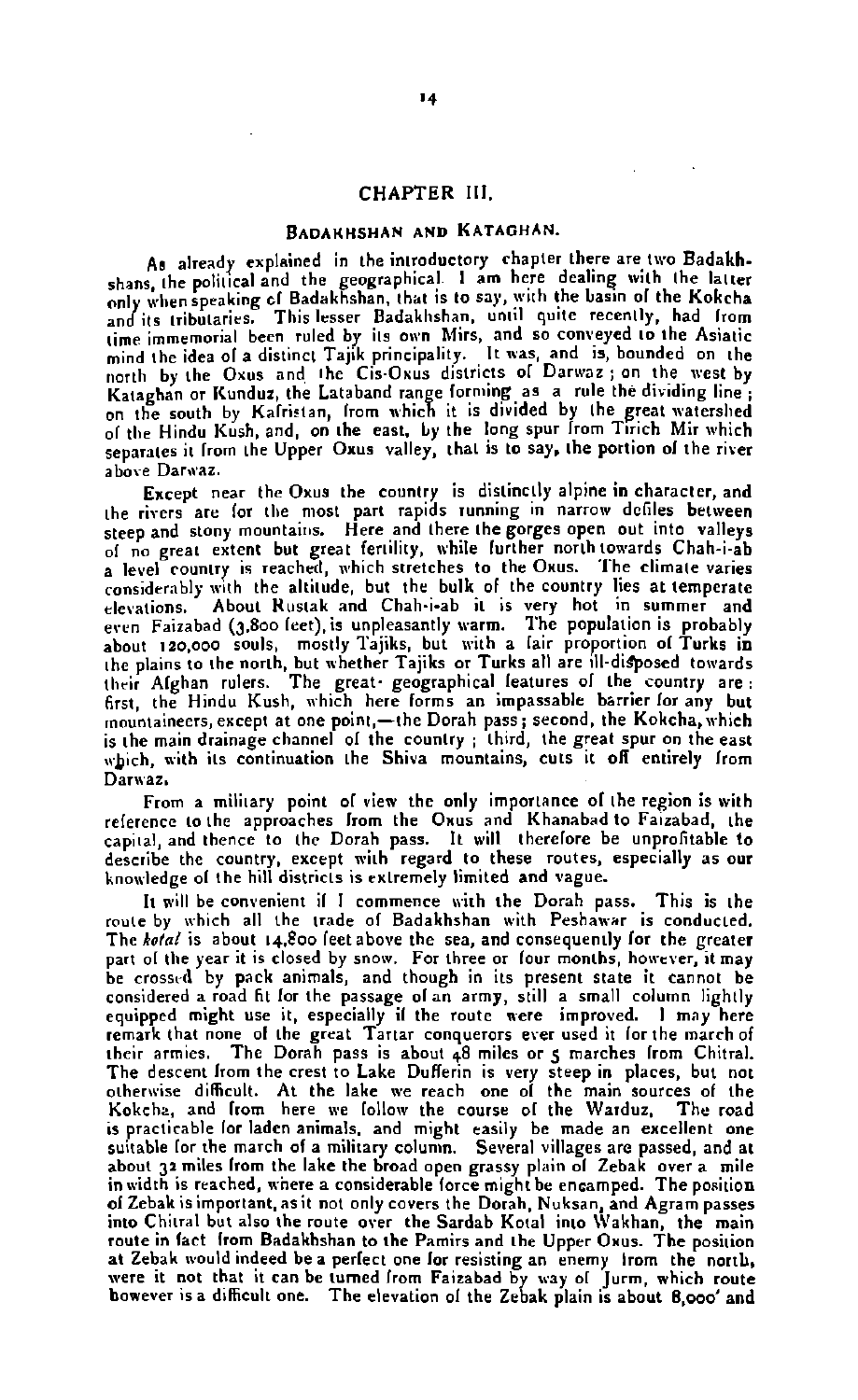## CHAPTER III.

### BADAKHSHAN AND KATAGHAN.

As already explained in the introductory chapter there are two Badakhshans, the political and the geographical. I am here dealing with the latter only when speaking of Badakhshan, that is to say, with the basin of the Kokcha and its tributaries. This lesser Badakhshan, until quite recently, had from time immemorial been ruled by its own Mirs, and so conveyed to the Asiatic mind the idea of a distinct Tajik principality. It was, and is, bounded on the north by the Oxus and the Cis-Oxus districts of Darwaz; on the west by Kataghan or Kunduz, the Lataband range forming as a rule the dividing line; on the south by Kafristan, from which it is divided by the great watershed of the Hindu Kush, and, on the east, by the long spur from Tirich Mir which separates it from the Upper Oxus valley, that is to say, the portion of the river above Darwaz.

Except near the Oxus the country is distinctly alpine in character, and the rivers are for the most part rapids running in narrow defiles between steep and stony mountains. Here and there the gorges open out into valleys of no great extent but great fertility, while further north towards Chah-i-ab a level country is reached, which stretches to the Oxus. The climate varies considerably with the altitude, but the bulk of the country lies at temperate elevations. About Rustak and Chah-i-ab it is very hot in summer and even Faizabad (3,800 feet), is unpleasantly warm. The population is probably about 120,000 souls, mostly Tajiks, but with a fair proportion of Turks in the plains to the north, but whether Tajiks or Turks all are ill-disposed towards their Afghan rulers. The great geographical features of the country are: first, the Hindu Kush, which here forms an impassable barrier for any but mountaineers, except at one point,—the Dorah pass; second, the Kokcha, which is the main drainage channel of the country; third, the great spur on the east which, with its continuation the Shiva mountains, cuts it off entirely from Darwaz.

From a military point of view the only importance of the region is with reference to the approaches from the Oxus and Khanabad to Faizabad, the capital, and thence to the Dorah pass. It will therefore be unprofitable to describe the country, except with regard to these routes, especially as our knowledge of the hill districts is extremely limited and vague.

It will be convenient if I commence with the Dorah pass. This is the route by which all the trade of Badakhshan with Peshawar is conducted. The *kotal* is about 14,800 feet above the sea, and consequently for the greater part of the year it is closed by snow. For three or four months, however, it may be crossed by pack animals, and though in its present state it cannot be considered a road fit for the passage of an army, still a small column lightly equipped might use it, especially if the route were improved. I may here remark that none of the great Tartar conquerors ever used it for the march of their armies. The Dorah pass is about 48 miles or 5 marches from Chitral. The descent from the crest to Lake Dufferin is very steep in places, but not otherwise difficult. At the lake we reach one of the main sources of the Kokcha, and from here we follow the course of the Warduz. The road is practicable for laden animals, and might easily be made an excellent one suitable for the march of a military column. Several villages are passed, and at about 32 miles from the lake the broad open grassy plain of Zebak over a mile in width is reached, where a considerable force might be encamped. The position of Zebak is important, as it not only covers the Dorah, Nuksan, and Agram passes into Chitral but also the route over the Sardab Kotal into Wakhan, the main route in fact from Badakhshan to the Pamirs and the Upper Oxus. The position at Zebak would indeed be a perfect one for resisting an enemy from the north, were it not that it can be turned from Faizabad by way of Jurm, which route however is a difficult one. The elevation of the Zebak plain is about 8,000′ and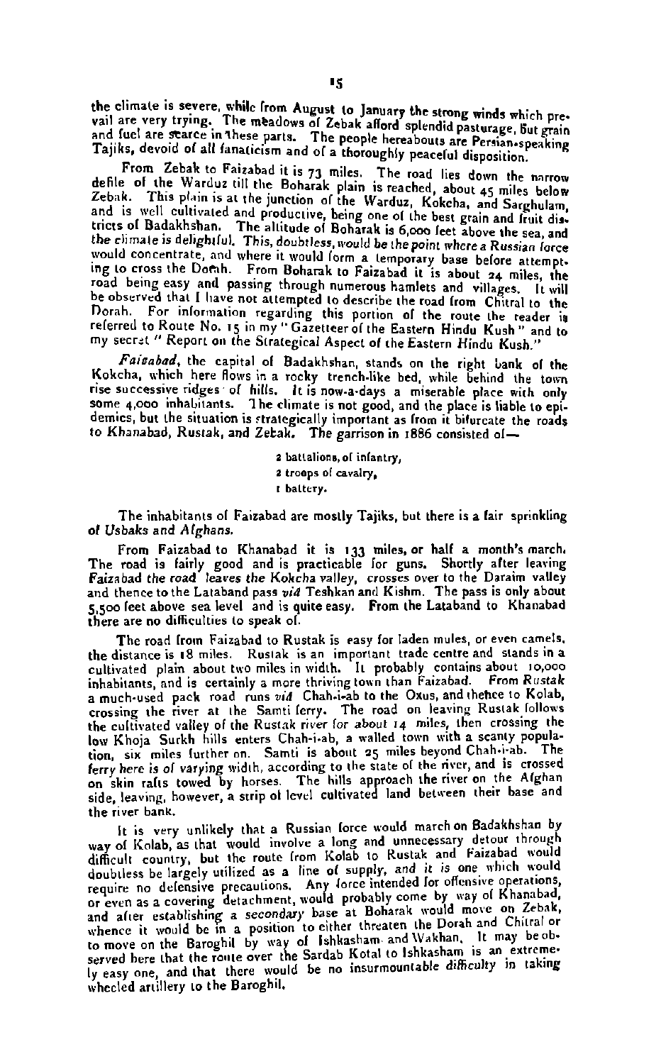the climate is severe, while from August to January the strong winds which prevail are very trying. The meadows of Zebak afford splendid pasturage, but grain and fuel are scarce in these parts. The people hereabouts are Persian-speaking Tajiks, devoid of all fanaticism and of a thoroughly peaceful disposition.

From Zebak to Faizabad it is 73 miles. The road lies down the narrow defile of the Warduz till the Boharak plain is reached, about 45 miles below Zebak. This plain is at the junction of the Warduz, Kokcha, and Sarghulam, and is well cultivated and productive, being one of the best grain and fruit districts of Badakhshan. The altitude of Boharak is 6,000 feet above the sea, and the climate is delightful. *This, doubtless, would be the point where a Russian force* would concentrate, and where it would form a temporary base before attempting to cross the Dorah. From Boharak to Faizabad it is about 24 miles, the road being easy and passing through numerous hamlets and villages. It will be observed that I have not attempted to describe the road from Chitral to the Dorah. For information regarding this portion of the route the reader is referred to Route No. 15 in my "Gazetteer of the Eastern Hindu Kush" and to my secret "Report on the Strategical Aspect of the Eastern Hindu Kush."

*Faizabad*, the capital of Badakhshan, stands on the right bank of the Kokcha, which here flows in a rocky trench-like bed, while behind the town rise successive ridges of hills. It is now-a-days a miserable place with only some 4,000 inhabitants. The climate is not good, and the place is liable to epidemics, but the situation is strategically important as from it bifurcate the roads to Khanabad, Rustak, and Zebak. The garrison in 1886 consisted of—

2 battalions, of infantry,
2 troops of cavalry,
1 battery.

The inhabitants of Faizabad are mostly Tajiks, but there is a fair sprinkling of Usbaks and Afghans.

From Faizabad to Khanabad it is 133 miles, or half a month's march. The road is fairly good and is practicable for guns. Shortly after leaving Faizabad *the road leaves the Kokcha valley*, crosses over to the Daraim valley and thence to the Lataband pass *viâ* Teshkan and Kishm. The pass is only about 5,500 feet above sea level and is quite easy. From the Lataband to Khanabad there are no difficulties to speak of.

The road from Faizabad to Rustak is easy for laden mules, or even camels, the distance is 18 miles. Rustak is an important trade centre and stands in a cultivated plain about two miles in width. It probably contains about 10,000 inhabitants, and is certainly a more thriving town than Faizabad. From Rustak a much-used pack road runs *viâ* Chah-i-ab to the Oxus, and thence to Kolab, crossing the river at the Samti ferry. The road on leaving Rustak follows the cultivated valley of the Rustak river for about 14 miles, then crossing the low Khoja Surkh hills enters Chah-i-ab, a walled town with a scanty population, six miles further on. Samti is about 25 miles beyond Chah-i-ab. The ferry here is of varying width, according to the state of the river, and is crossed on skin rafts towed by horses. The hills approach the river on the Afghan side, leaving, however, a strip of level cultivated land between their base and the river bank.

It is very unlikely that a Russian force would march on Badakhshan by way of Kolab, as that would involve a long and unnecessary detour through difficult country, but the route from Kolab to Rustak and Faizabad would doubtless be largely utilized as a line of supply, and it is one which would require no defensive precautions. Any force intended for offensive operations, or even as a covering detachment, would probably come by way of Khanabad, and after establishing a *secondary* base at Boharak would move on Zebak, whence it would be in a position to either threaten the Dorah and Chitral or to move on the Baroghil by way of Ishkasham and Wakhan. It may be observed here that the route over the Sardab Kotal to Ishkasham is an extremely easy one, and that there would be no insurmountable difficulty in taking wheeled artillery to the Baroghil.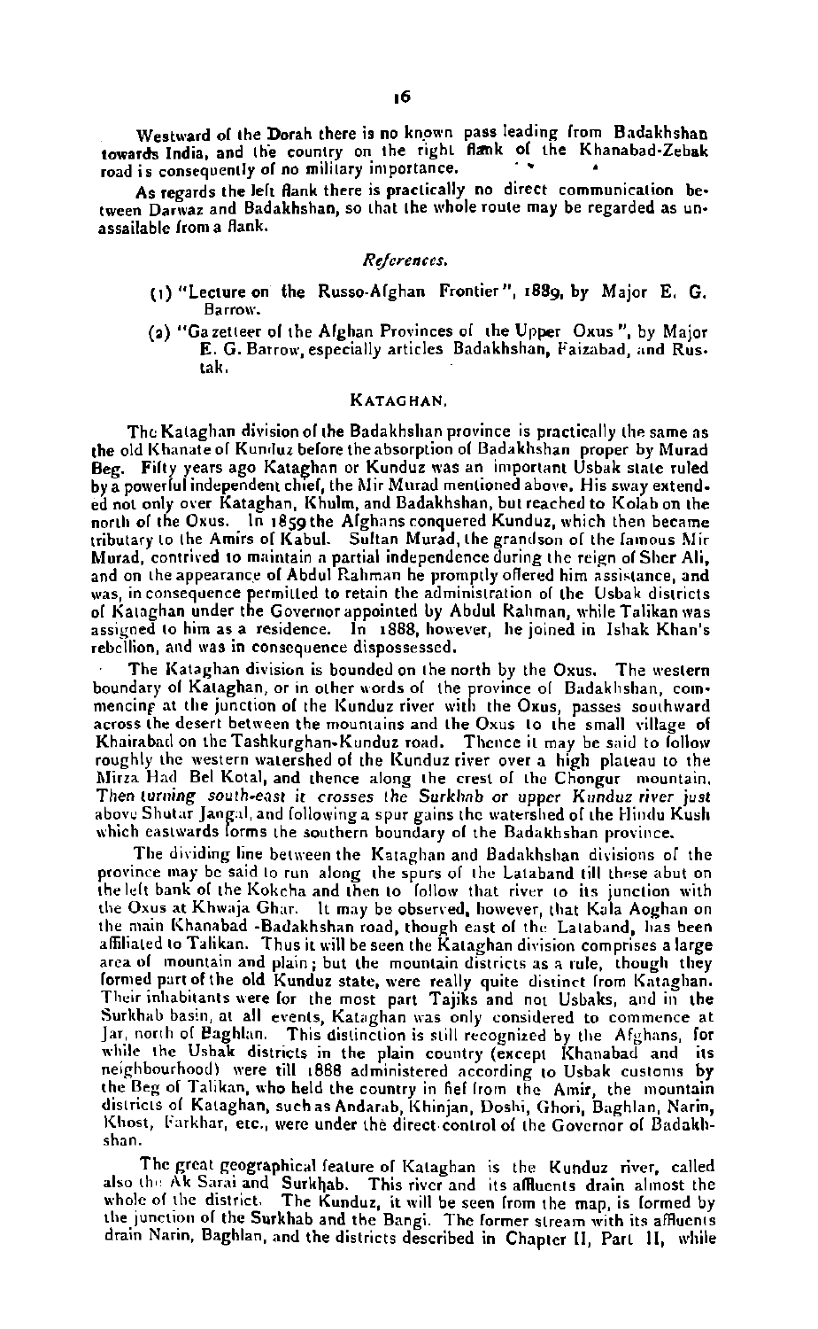Westward of the Dorah there is no known pass leading from Badakhshan towards India, and the country on the right flank of the Khanabad-Zebak road is consequently of no military importance.

As regards the left flank there is practically no direct communication between Darwaz and Badakhshan, so that the whole route may be regarded as unassailable from a flank.

*References.*

(1) "Lecture on the Russo-Afghan Frontier", 1889, by Major E. G. Barrow.

(2) "Gazetteer of the Afghan Provinces of the Upper Oxus", by Major E. G. Barrow, especially articles Badakhshan, Faizabad, and Rustak.

## KATAGHAN.

The Kataghan division of the Badakhshan province is practically the same as the old Khanate of Kunduz before the absorption of Badakhshan proper by Murad Beg. Fifty years ago Kataghan or Kunduz was an important Usbak state ruled by a powerful independent chief, the Mir Murad mentioned above. His sway extended not only over Kataghan, Khulm, and Badakhshan, but reached to Kolab on the north of the Oxus. In 1859 the Afghans conquered Kunduz, which then became tributary to the Amirs of Kabul. Sultan Murad, the grandson of the famous Mir Murad, contrived to maintain a partial independence during the reign of Sher Ali, and on the appearance of Abdul Rahman he promptly offered him assistance, and was, in consequence permitted to retain the administration of the Usbak districts of Kataghan under the Governor appointed by Abdul Rahman, while Talikan was assigned to him as a residence. In 1888, however, he joined in Ishak Khan's rebellion, and was in consequence dispossessed.

The Kataghan division is bounded on the north by the Oxus. The western boundary of Kataghan, or in other words of the province of Badakhshan, commencing at the junction of the Kunduz river with the Oxus, passes southward across the desert between the mountains and the Oxus to the small village of Khairabad on the Tashkurghan-Kunduz road. Thence it may be said to follow roughly the western watershed of the Kunduz river over a high plateau to the Mirza Had Bel Kotal, and thence along the crest of the Chongur mountain. *Then turning south-east it crosses the Surkhab or upper Kunduz river just* above Shutar Jangal, and following a spur gains the watershed of the Hindu Kush which eastwards forms the southern boundary of the Badakhshan province.

The dividing line between the Kataghan and Badakhshan divisions of the province may be said to run along the spurs of the Lataband till these abut on the left bank of the Kokcha and then to follow that river to its junction with the Oxus at Khwaja Ghar. It may be observed, however, that Kala Aoghan on the main Khanabad-Badakhshan road, though east of the Lataband, has been affiliated to Talikan. Thus it will be seen the Kataghan division comprises a large area of mountain and plain; but the mountain districts as a rule, though they formed part of the old Kunduz state, were really quite distinct from Kataghan. Their inhabitants were for the most part Tajiks and not Usbaks, and in the Surkhab basin, at all events, Kataghan was only considered to commence at Jar, north of Baghlan. This distinction is still recognized by the Afghans, for while the Usbak districts in the plain country (except Khanabad and its neighbourhood) were till 1888 administered according to Usbak customs by the Beg of Talikan, who held the country in fief from the Amir, the mountain districts of Kataghan, such as Andarab, Khinjan, Doshi, Ghori, Baghlan, Narin, Khost, Farkhar, etc., were under the direct control of the Governor of Badakhshan.

The great geographical feature of Kataghan is the Kunduz river, called also the Ak Sarai and Surkhab. This river and its affluents drain almost the whole of the district. The Kunduz, it will be seen from the map, is formed by the junction of the Surkhab and the Bangi. The former stream with its affluents drain Narin, Baghlan, and the districts described in Chapter II, Part II, while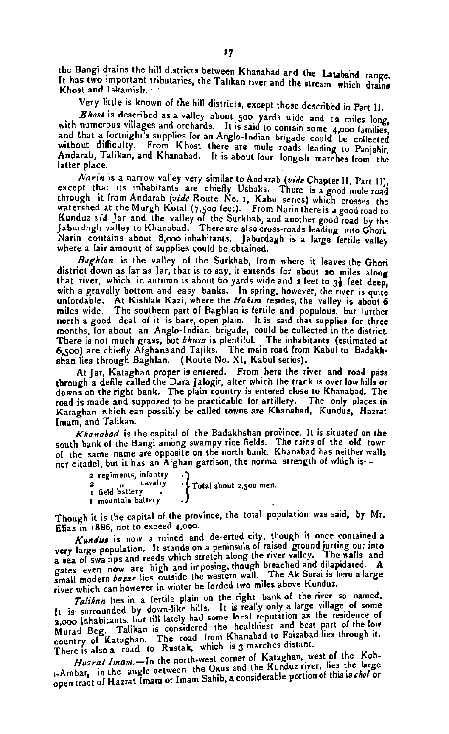the Bangi drains the hill districts between Khanabad and the Lataband range. It has two important tributaries, the Talikan river and the stream which drains Khost and Iskamish.

Very little is known of the hill districts, except those described in Part II.

*Khost* is described as a valley about 500 yards wide and 12 miles long, with numerous villages and orchards. It is said to contain some 4,000 families, and that a fortnight's supplies for an Anglo-Indian brigade could be collected without difficulty. From Khost there are mule roads leading to Panjshir, Andarab, Talikan, and Khanabad. It is about four longish marches from the latter place.

*Narin* is a narrow valley very similar to Andarab (*vide* Chapter II, Part II), except that its inhabitants are chiefly Usbaks. There is a good mule road through it from Andarab (*vide* Route No. 1, Kabul series) which crosses the watershed at the Murgh Kotal (7,500 feet). From Narin there is a good road to Kunduz *viâ* Jar and the valley of the Surkhab, and another good road by the Jaburdagh valley to Khanabad. There are also cross-roads leading into Ghori. Narin contains about 8,000 inhabitants. Jaburdagh is a large fertile valley where a fair amount of supplies could be obtained.

*Baghlan* is the valley of the Surkhab, from where it leaves the Ghori district down as far as Jar, that is to say, it extends for about 20 miles along that river, which in autumn is about 60 yards wide and 2 feet to 3½ feet deep, with a gravelly bottom and easy banks. In spring, however, the river is quite unfordable. At Kishlak Kazi, where the *Hakim* resides, the valley is about 6 miles wide. The southern part of Baghlan is fertile and populous, but further north a good deal of it is bare, open plain. It is said that supplies for three months, for about an Anglo-Indian brigade, could be collected in the district. There is not much grass, but *bhusa* is plentiful. The inhabitants (estimated at 6,500) are chiefly Afghans and Tajiks. The main road from Kabul to Badakhshan lies through Baghlan. (Route No. XI, Kabul series).

At Jar, Kataghan proper is entered. From here the river and road pass through a defile called the Dara Jalogir, after which the track is over low hills or downs on the right bank. The plain country is entered close to Khanabad. The road is made and supposed to be practicable for artillery. The only places in Kataghan which can possibly be called towns are Khanabad, Kunduz, Hazrat Imam, and Talikan.

*Khanabad* is the capital of the Badakhshan province. It is situated on the south bank of the Bangi among swampy rice fields. The ruins of the old town of the same name are opposite on the north bank. Khanabad has neither walls nor citadel, but it has an Afghan garrison, the normal strength of which is—

2 regiments, infantry
2 " cavalry
1 field battery
1 mountain battery
} Total about 2,500 men.

Though it is the capital of the province, the total population was said, by Mr. Elias in 1886, not to exceed 4,000.

*Kunduz* is now a ruined and deserted city, though it once contained a very large population. It stands on a peninsula of raised ground jutting out into a sea of swamps and reeds which stretch along the river valley. The walls and gates even now are high and imposing, though breached and dilapidated. A small modern *bazar* lies outside the western wall. The Ak Sarai is here a large river which can however in winter be forded two miles above Kunduz.

*Talikan* lies in a fertile plain on the right bank of the river so named. It is surrounded by down-like hills. It is really only a large village of some 2,000 inhabitants, but till lately had some local reputation as the residence of Murad Beg. Talikan is considered the healthiest and best part of the low country of Kataghan. The road from Khanabad to Faizabad lies through it. There is also a road to Rustak, which is 3 marches distant.

*Hazrat Imam.*—In the north-west corner of Kataghan, west of the Koh-i-Ambar, in the angle between the Oxus and the Kunduz river, lies the large open tract of Hazrat Imam or Imam Sahib, a considerable portion of this is *chol* or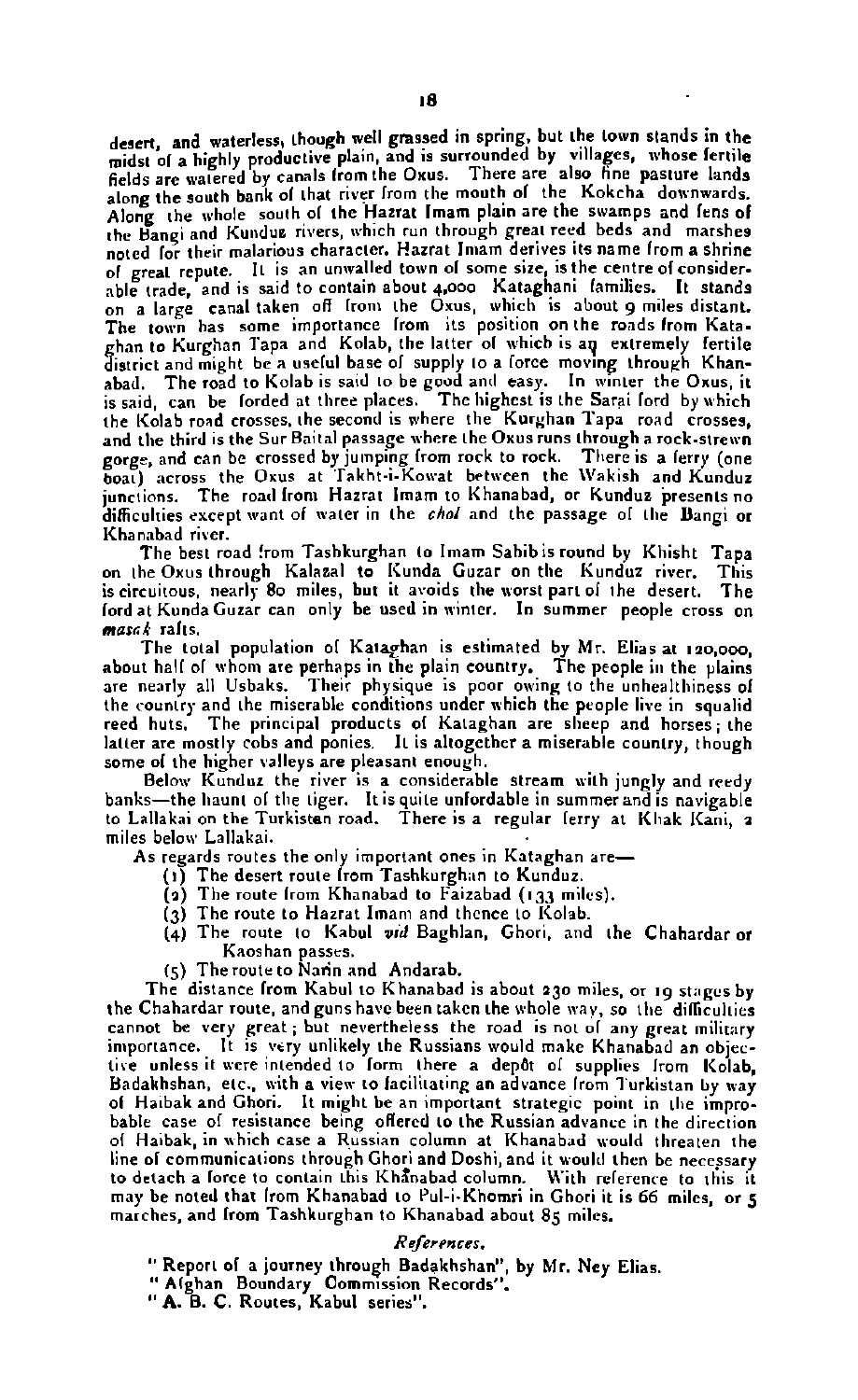desert, and waterless, though well grassed in spring, but the town stands in the midst of a highly productive plain, and is surrounded by villages, whose fertile fields are watered by canals from the Oxus. There are also fine pasture lands along the south bank of that river from the mouth of the Kokcha downwards. Along the whole south of the Hazrat Imam plain are the swamps and fens of the Bangi and Kunduz rivers, which run through great reed beds and marshes noted for their malarious character. Hazrat Imam derives its name from a shrine of great repute. It is an unwalled town of some size, is the centre of considerable trade, and is said to contain about 4,000 Kataghani families. It stands on a large canal taken off from the Oxus, which is about 9 miles distant. The town has some importance from its position on the roads from Kataghan to Kurghan Tapa and Kolab, the latter of which is an extremely fertile district and might be a useful base of supply to a force moving through Khanabad. The road to Kolab is said to be good and easy. In winter the Oxus, it is said, can be forded at three places. The highest is the Sarai ford by which the Kolab road crosses, the second is where the Kurghan Tapa road crosses, and the third is the Sur Baital passage where the Oxus runs through a rock-strewn gorge, and can be crossed by jumping from rock to rock. There is a ferry (one boat) across the Oxus at Takht-i-Kowat between the Wakish and Kunduz junctions. The road from Hazrat Imam to Khanabad, or Kunduz presents no difficulties except want of water in the *chol* and the passage of the Bangi or Khanabad river.

The best road from Tashkurgan to Imam Sahib is round by Khisht Tapa on the Oxus through Kalazal to Kunda Guzar on the Kunduz river. This is circuitous, nearly 80 miles, but it avoids the worst part of the desert. The ford at Kunda Guzar can only be used in winter. In summer people cross on *masak* rafts.

The total population of Kataghan is estimated by Mr. Elias at 120,000, about half of whom are perhaps in the plain country. The people in the plains are nearly all Usbaks. Their physique is poor owing to the unhealthiness of the country and the miserable conditions under which the people live in squalid reed huts. The principal products of Kataghan are sheep and horses; the latter are mostly cobs and ponies. It is altogether a miserable country, though some of the higher valleys are pleasant enough.

Below Kunduz the river is a considerable stream with jungly and reedy banks—the haunt of the tiger. It is quite unfordable in summer and is navigable to Lallakai on the Turkistan road. There is a regular ferry at Khak Kani, 2 miles below Lallakai.

As regards routes the only important ones in Kataghan are—

(1) The desert route from Tashkurghan to Kunduz.
(2) The route from Khanabad to Faizabad (133 miles).
(3) The route to Hazrat Imam and thence to Kolab.
(4) The route to Kabul *vid* Baghlan, Ghori, and the Chahardar or Kaoshan passes.
(5) The route to Narin and Andarab.

The distance from Kabul to Khanabad is about 230 miles, or 19 stages by the Chahardar route, and guns have been taken the whole way, so the difficulties cannot be very great; but nevertheless the road is not of any great military importance. It is very unlikely the Russians would make Khanabad an objective unless it were intended to form there a depôt of supplies from Kolab, Badakhshan, etc., with a view to facilitating an advance from Turkistan by way of Haibak and Ghori. It might be an important strategic point in the improbable case of resistance being offered to the Russian advance in the direction of Haibak, in which case a Russian column at Khanabad would threaten the line of communications through Ghori and Doshi, and it would then be necessary to detach a force to contain this Khânabad column. With reference to this it may be noted that from Khanabad to Pul-i-Khomri in Ghori it is 66 miles, or 5 marches, and from Tashkurghan to Khanabad about 85 miles.

*References.*

"Report of a journey through Badakhshan", by Mr. Ney Elias.
"Afghan Boundary Commission Records".
"A. B. C. Routes, Kabul series".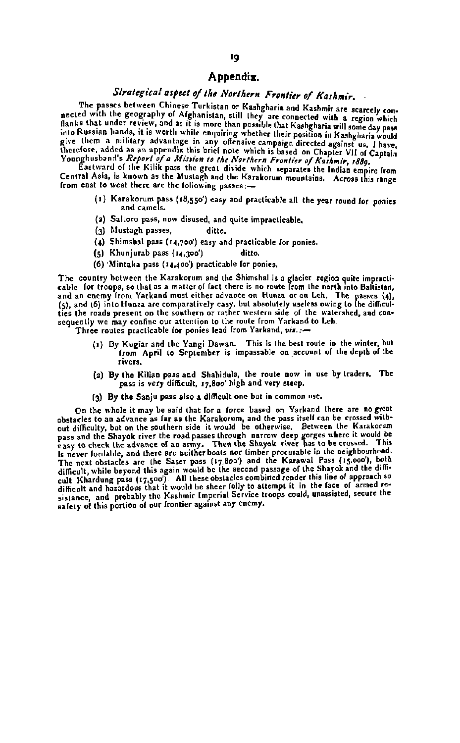# Appendix.

## *Strategical aspect of the Northern Frontier of Kashmir.*

The passes between Chinese Turkistan or Kashgharia and Kashmir are scarcely connected with the geography of Afghanistan, still they are connected with a region which flanks that under review, and as it is more than possible that Kashgharia will some day pass into Russian hands, it is worth while enquiring whether their position in Kashgharia would give them a military advantage in any offensive campaign directed against us. I have, therefore, added as an appendix this brief note which is based on Chapter VII of Captain Younghusband's *Report of a Mission to the Northern Frontier of Kashmir, 1889.*

Eastward of the Kilik pass the great divide which separates the Indian empire from Central Asia, is known as the Mustagh and the Karakorum mountains. Across this range from east to west there are the following passes:—

(1) Karakorum pass (18,550') easy and practicable all the year round for ponies and camels.

(2) Saltoro pass, now disused, and quite impracticable.

(3) Mustagh passes, ditto.

(4) Shimshal pass (14,700') easy and practicable for ponies.

(5) Khunjurab pass (14,300') ditto.

(6) Mintaka pass (14,400') practicable for ponies.

The country between the Karakorum and the Shimshal is a glacier region quite impracticable for troops, so that as a matter of fact there is no route from the north into Baltistan, and an enemy from Yarkand must either advance on Hunza or on Leh. The passes (4), (5), and (6) into Hunza are comparatively easy, but absolutely useless owing to the difficulties the roads present on the southern or rather western side of the watershed, and consequently we may confine our attention to the route from Yarkand to Leh.

Three routes practicable for ponies lead from Yarkand, *viz.*:—

(1) By Kugiar and the Yangi Dawan. This is the best route in the winter, but from April to September is impassable on account of the depth of the rivers.

(2) By the Kilian pass and Shahidula, the route now in use by traders. The pass is very difficult, 17,800' high and very steep.

(3) By the Sanju pass also a difficult one but in common use.

On the whole it may be said that for a force based on Yarkand there are no great obstacles to an advance as far as the Karakorum, and the pass itself can be crossed without difficulty, but on the southern side it would be otherwise. Between the Karakorum pass and the Shayok river the road passes through narrow deep gorges where it would be easy to check the advance of an army. Then the Shayok river has to be crossed. This is never fordable, and there are neither boats nor timber procurable in the neighbourhood. The next obstacles are the Saser pass (17,800') and the Karawal Pass (15,000'), both difficult, while beyond this again would be the second passage of the Shayok and the difficult Khardung pass (17,500'). All these obstacles combined render this line of approach so difficult and hazardous that it would be sheer folly to attempt it in the face of armed resistance, and probably the Kashmir Imperial Service troops could, unassisted, secure the safety of this portion of our frontier against any enemy.